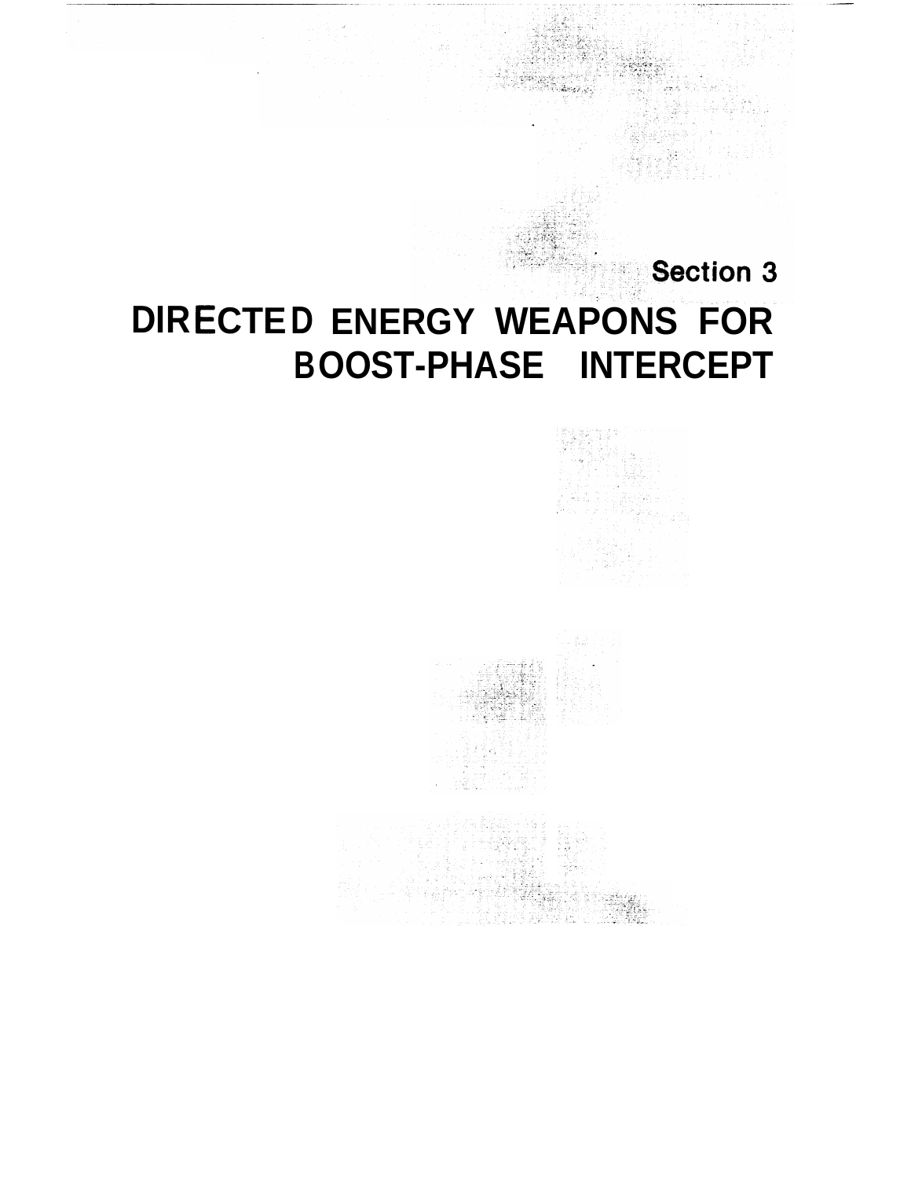Section 3

# DIRECTED ENERGY WEAPONS FOR BOOST-PHASE INTERCEPT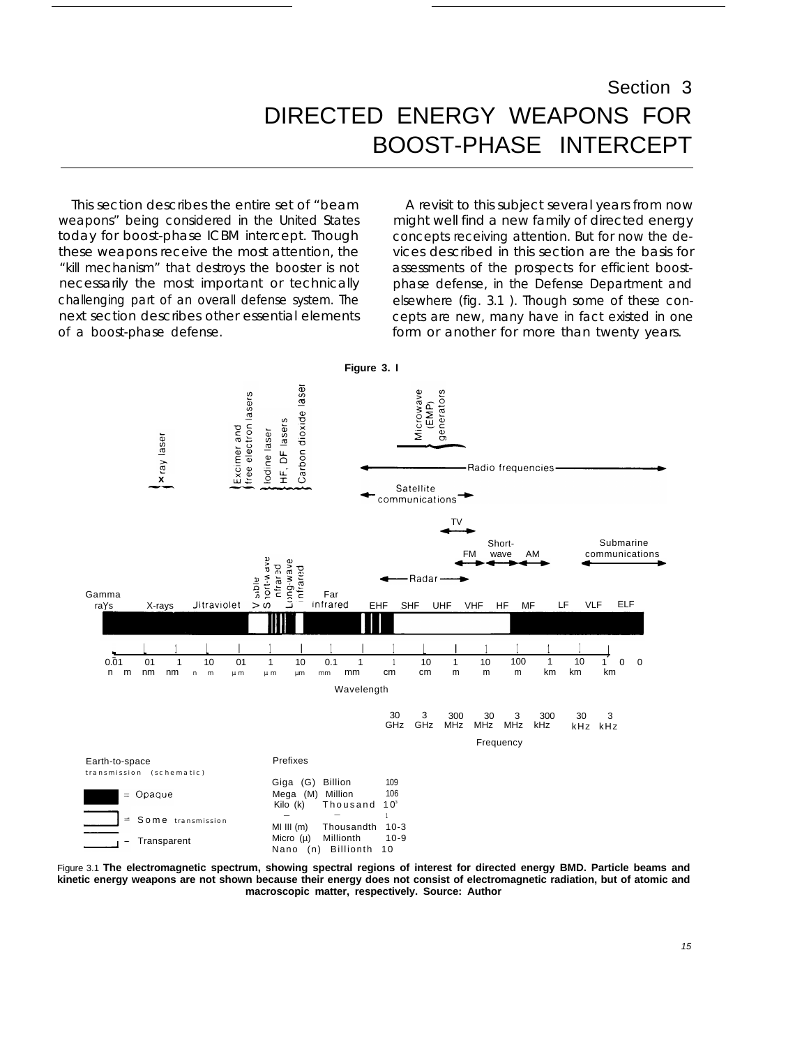# Section 3

# DIRECTED ENERGY WEAPONS FOR BOOST-PHASE INTERCEPT

This section describes the entire set of "beam weapons" being considered in the United States today for boost-phase ICBM intercept. Though these weapons receive the most attention, the "kill mechanism" that destroys the booster is not necessarily the most important or technically challenging part of an overall defense system. The next section describes other essential elements of a boost-phase defense.

A revisit to this subject several years from now might well find a new family of directed energy concepts receiving attention. But for now the devices described in this section are the basis for assessments of the prospects for efficient boost-phase defense, in the Defense Department and elsewhere (fig. 3.1 ). Though some of these concepts are new, many have in fact existed in one form or another for more than twenty years.

**Figure 3. I**

X ray laser | Excimer and free electron lasers | Iodine laser | HF, DF lasers | Carbon dioxide laser | Microwave (EMP) generators

Radio frequencies | Satellite communications | TV | FM | Short-wave | AM | Submarine communications | Radar

Gamma rays | X-rays | Ultraviolet | Visible | Short-wave infrared | Long-wave infrared | Far infrared | EHF | SHF | UHF | VHF | HF | MF | LF | VLF | ELF

Wavelength: 0.01 nm | 0.1 nm | 1 nm | 10 nm | 0.1 µm | 1 µm | 10 µm | 0.1 mm | 1 mm | 1 cm | 10 cm | 1 m | 10 m | 100 m | 1 km | 10 km | 100 km

Frequency: 30 GHz | 3 GHz | 300 MHz | 30 MHz | 3 MHz | 300 kHz | 30 kHz | 3 kHz

Earth-to-space transmission (schematic)

- Opaque
- Some transmission
- Transparent

Prefixes

| Prefix | Meaning | Value |
|---|---|---|
| Giga (G) | Billion | $10^9$ |
| Mega (M) | Million | $10^6$ |
| Kilo (k) | Thousand | $10^3$ |
| — | — | 1 |
| Milli (m) | Thousandth | $10^{-3}$ |
| Micro (µ) | Millionth | $10^{-6}$ |
| Nano (n) | Billionth | $10^{-9}$ |

Figure 3.1 **The electromagnetic spectrum, showing spectral regions of interest for directed energy BMD. Particle beams and kinetic energy weapons are not shown because their energy does not consist of electromagnetic radiation, but of atomic and macroscopic matter, respectively. Source: Author**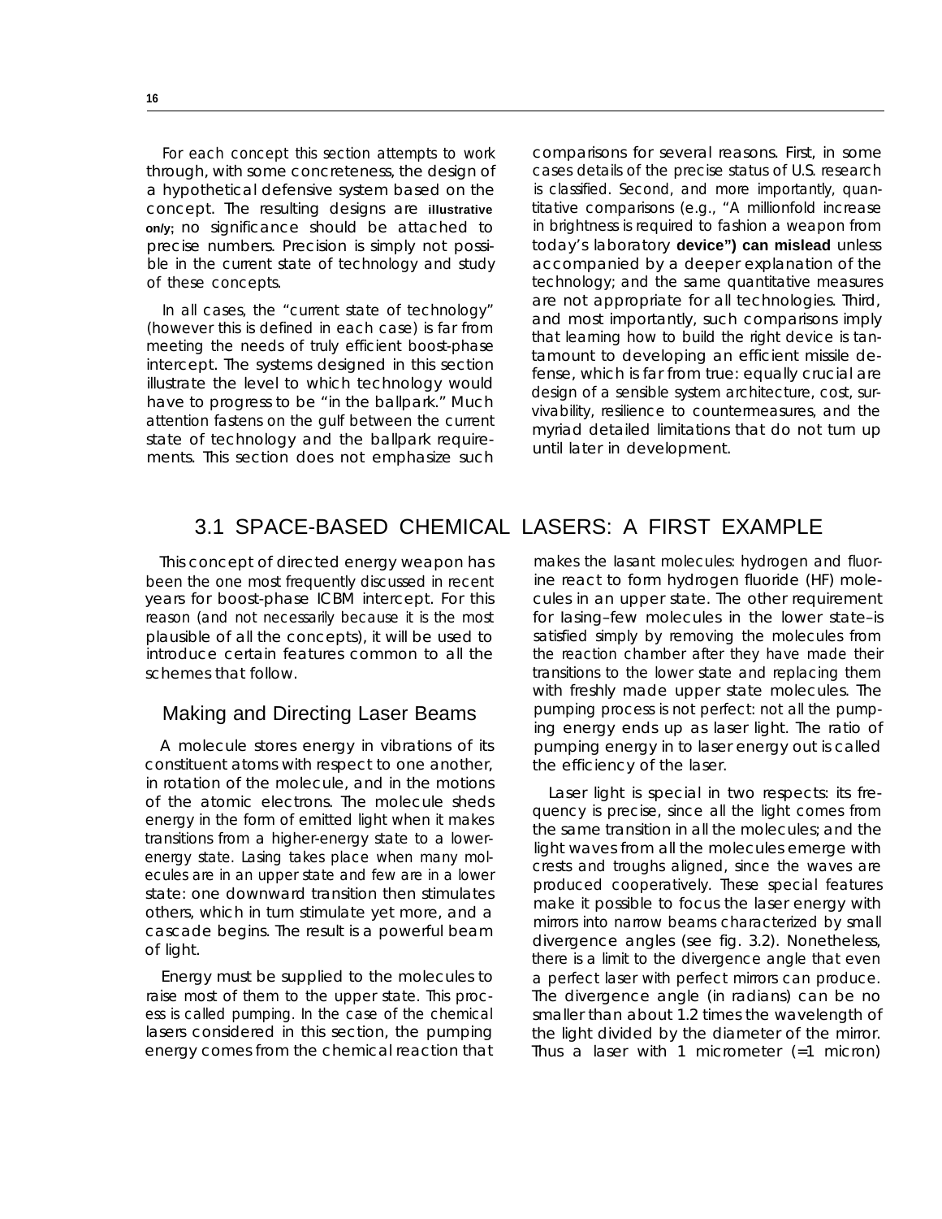For each concept this section attempts to work through, with some concreteness, the design of a hypothetical defensive system based on the concept. The resulting designs are **illustrative only**; no significance should be attached to precise numbers. Precision is simply not possible in the current state of technology and study of these concepts.

In all cases, the "current state of technology" (however this is defined in each case) is far from meeting the needs of truly efficient boost-phase intercept. The systems designed in this section illustrate the level to which technology would have to progress to be "in the ballpark." Much attention fastens on the gulf between the current state of technology and the ballpark requirements. This section does not emphasize such comparisons for several reasons. First, in some cases details of the precise status of U.S. research is classified. Second, and more importantly, quantitative comparisons (e.g., "A millionfold increase in brightness is required to fashion a weapon from today's laboratory **device") can mislead** unless accompanied by a deeper explanation of the technology; and the same quantitative measures are not appropriate for all technologies. Third, and most importantly, such comparisons imply that learning how to build the right device is tantamount to developing an efficient missile defense, which is far from true: equally crucial are design of a sensible system architecture, cost, survivability, resilience to countermeasures, and the myriad detailed limitations that do not turn up until later in development.

## 3.1 SPACE-BASED CHEMICAL LASERS: A FIRST EXAMPLE

This concept of directed energy weapon has been the one most frequently discussed in recent years for boost-phase ICBM intercept. For this reason (and not necessarily because it is the most plausible of all the concepts), it will be used to introduce certain features common to all the schemes that follow.

### Making and Directing Laser Beams

A molecule stores energy in vibrations of its constituent atoms with respect to one another, in rotation of the molecule, and in the motions of the atomic electrons. The molecule sheds energy in the form of emitted light when it makes transitions from a higher-energy state to a lower-energy state. Lasing takes place when many molecules are in an upper state and few are in a lower state: one downward transition then stimulates others, which in turn stimulate yet more, and a cascade begins. The result is a powerful beam of light.

Energy must be supplied to the molecules to raise most of them to the upper state. This process is called pumping. In the case of the chemical lasers considered in this section, the pumping energy comes from the chemical reaction that makes the lasant molecules: hydrogen and fluorine react to form hydrogen fluoride (HF) molecules in an upper state. The other requirement for lasing–few molecules in the lower state–is satisfied simply by removing the molecules from the reaction chamber after they have made their transitions to the lower state and replacing them with freshly made upper state molecules. The pumping process is not perfect: not all the pumping energy ends up as laser light. The ratio of pumping energy in to laser energy out is called the efficiency of the laser.

Laser light is special in two respects: its frequency is precise, since all the light comes from the same transition in all the molecules; and the light waves from all the molecules emerge with crests and troughs aligned, since the waves are produced cooperatively. These special features make it possible to focus the laser energy with mirrors into narrow beams characterized by small divergence angles (see fig. 3.2). Nonetheless, there is a limit to the divergence angle that even a perfect laser with perfect mirrors can produce. The divergence angle (in radians) can be no smaller than about 1.2 times the wavelength of the light divided by the diameter of the mirror. Thus a laser with 1 micrometer (=1 micron)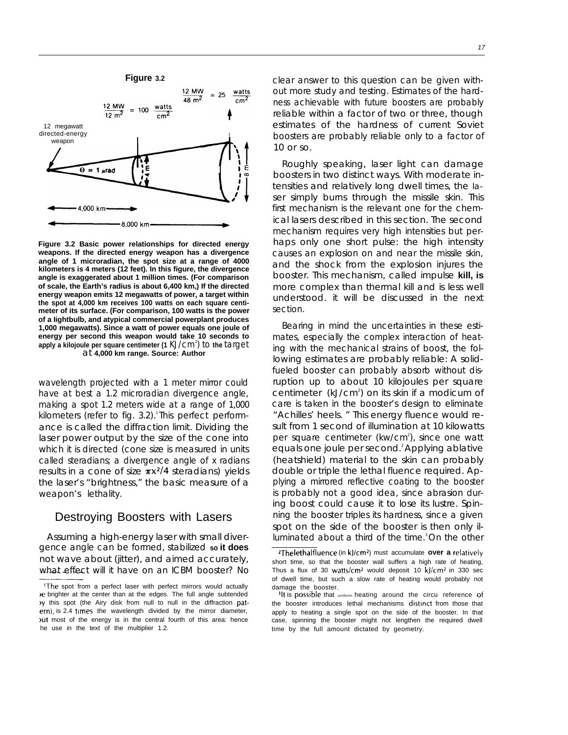**Figure 3.2**

$\frac{12\ MW}{48\ m^2} = 25\ \frac{watts}{cm^2}$

$\frac{12\ MW}{12\ m^2} = 100\ \frac{watts}{cm^2}$

12 megawatt directed-energy weapon

$\Theta = 1\ \mu rad$

4 m

8 m

4,000 km

8,000 km

**Figure 3.2 Basic power relationships for directed energy weapons. If the directed energy weapon has a divergence angle of 1 microradian, the spot size at a range of 4000 kilometers is 4 meters (12 feet). In this figure, the divergence angle is exaggerated about 1 million times. (For comparison of scale, the Earth's radius is about 6,400 km,) If the directed energy weapon emits 12 megawatts of power, a target within the spot at 4,000 km receives 100 watts on each square centimeter of its surface. (For comparison, 100 watts is the power of a lightbulb, and atypical commercial powerplant produces 1,000 megawatts). Since a watt of power equals one joule of energy per second this weapon would take 10 seconds to apply a kilojoule per square centimeter (1 $KJ/cm^2$) to the target at 4,000 km range. Source: Author**

wavelength projected with a 1 meter mirror could have at best a 1.2 microradian divergence angle, making a spot 1.2 meters wide at a range of 1,000 kilometers (refer to fig. 3.2).[1] This perfect performance is called the diffraction limit. Dividing the laser power output by the size of the cone into which it is directed (cone size is measured in units called steradians; a divergence angle of x radians results in a cone of size $\pi x^2/4$ steradians) yields the laser's "brightness," the basic measure of a weapon's lethality.

## Destroying Boosters with Lasers

Assuming a high-energy laser with small divergence angle can be formed, stabilized so it does not wave about (jitter), and aimed accurately, what effect will it have on an ICBM booster? No clear answer to this question can be given without more study and testing. Estimates of the hardness achievable with future boosters are probably reliable within a factor of two or three, though estimates of the hardness of current Soviet boosters are probably reliable only to a factor of 10 or so.

Roughly speaking, laser light can damage boosters in two distinct ways. With moderate intensities and relatively long dwell times, the laser simply burns through the missile skin. This first mechanism is the relevant one for the chemical lasers described in this section. The second mechanism requires very high intensities but perhaps only one short pulse: the high intensity causes an explosion on and near the missile skin, and the shock from the explosion injures the booster. This mechanism, called impulse **kill, is** more complex than thermal kill and is less well understood. it will be discussed in the next section.

Bearing in mind the uncertainties in these estimates, especially the complex interaction of heating with the mechanical strains of boost, the following estimates are probably reliable: A solid-fueled booster can probably absorb without disruption up to about 10 kilojoules per square centimeter ($kJ/cm^2$) on its skin if a modicum of care is taken in the booster's design to eliminate "Achilles' heels." This energy fluence would result from 1 second of illumination at 10 kilowatts per square centimeter ($kw/cm^2$), since one watt equals one joule per second.[2] Applying ablative (heatshield) material to the skin can probably double or triple the lethal fluence required. Applying a mirrored reflective coating to the booster is probably not a good idea, since abrasion during boost could cause it to lose its lustre. Spinning the booster triples its hardness, since a given spot on the side of the booster is then only illuminated about a third of the time.[3] On the other

[1] The spot from a perfect laser with perfect mirrors would actually be brighter at the center than at the edges. The full angle subtended by this spot (the Airy disk from null to null in the diffraction pattern), is 2.4 times the wavelength divided by the mirror diameter, but most of the energy is in the central fourth of this area: hence the use in the text of the multiplier 1.2.

[2] The lethal fluence (in $kJ/cm^2$) must accumulate **over a** relatively short time, so that the booster wall suffers a high rate of heating, Thus a flux of 30 $watts/cm^2$ would deposit 10 $kJ/cm^2$ in 330 sec of dwell time, but such a slow rate of heating would probably not damage the booster.

[3] It is possible that uniform heating around the circu reference of the booster introduces lethal mechanisms distinct from those that apply to heating a single spot on the side of the booster. In that case, spinning the booster might not lengthen the required dwell time by the full amount dictated by geometry.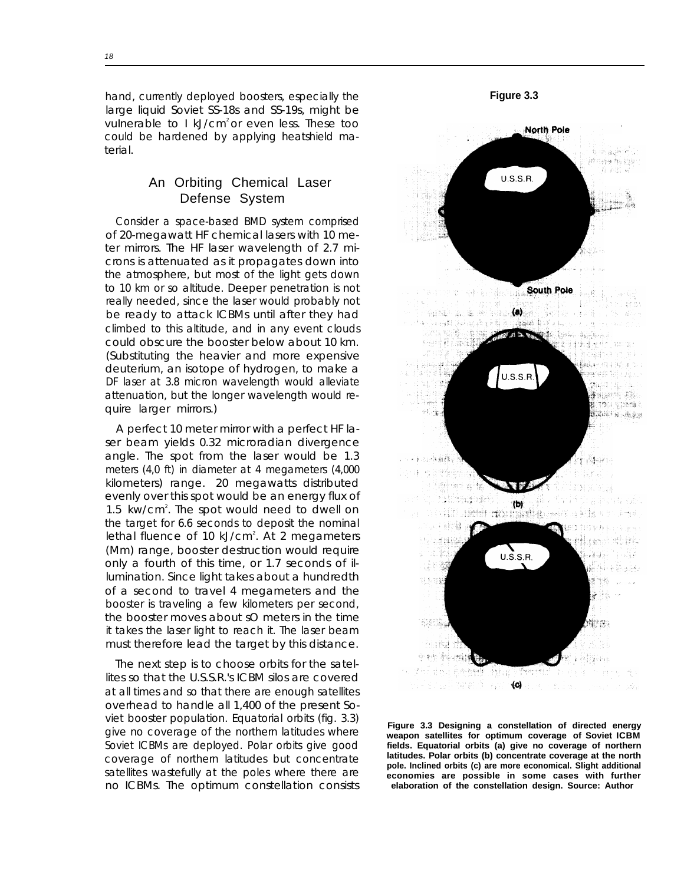hand, currently deployed boosters, especially the large liquid Soviet SS-18s and SS-19s, might be vulnerable to I $kJ/cm^2$ or even less. These too could be hardened by applying heatshield material.

## An Orbiting Chemical Laser Defense System

Consider a space-based BMD system comprised of 20-megawatt HF chemical lasers with 10 meter mirrors. The HF laser wavelength of 2.7 microns is attenuated as it propagates down into the atmosphere, but most of the light gets down to 10 km or so altitude. Deeper penetration is not really needed, since the laser would probably not be ready to attack ICBMs until after they had climbed to this altitude, and in any event clouds could obscure the booster below about 10 km. (Substituting the heavier and more expensive deuterium, an isotope of hydrogen, to make a DF laser at 3.8 micron wavelength would alleviate attenuation, but the longer wavelength would require larger mirrors.)

A perfect 10 meter mirror with a perfect HF laser beam yields 0.32 microradian divergence angle. The spot from the laser would be 1.3 meters (4,0 ft) in diameter at 4 megameters (4,000 kilometers) range. 20 megawatts distributed evenly over this spot would be an energy flux of 1.5 $kw/cm^2$. The spot would need to dwell on the target for 6.6 seconds to deposit the nominal lethal fluence of 10 $kJ/cm^2$. At 2 megameters (Mm) range, booster destruction would require only a fourth of this time, or 1.7 seconds of illumination. Since light takes about a hundredth of a second to travel 4 megameters and the booster is traveling a few kilometers per second, the booster moves about sO meters in the time it takes the laser light to reach it. The laser beam must therefore lead the target by this distance.

The next step is to choose orbits for the satellites so that the U.S.S.R.'s ICBM silos are covered at all times and so that there are enough satellites overhead to handle all 1,400 of the present Soviet booster population. Equatorial orbits (fig. 3.3) give no coverage of the northern latitudes where Soviet ICBMs are deployed. Polar orbits give good coverage of northern latitudes but concentrate satellites wastefully at the poles where there are no ICBMs. The optimum constellation consists

**Figure 3.3**

**Figure 3.3 Designing a constellation of directed energy weapon satellites for optimum coverage of Soviet ICBM fields. Equatorial orbits (a) give no coverage of northern latitudes. Polar orbits (b) concentrate coverage at the north pole. Inclined orbits (c) are more economical. Slight additional economies are possible in some cases with further elaboration of the constellation design. Source: Author**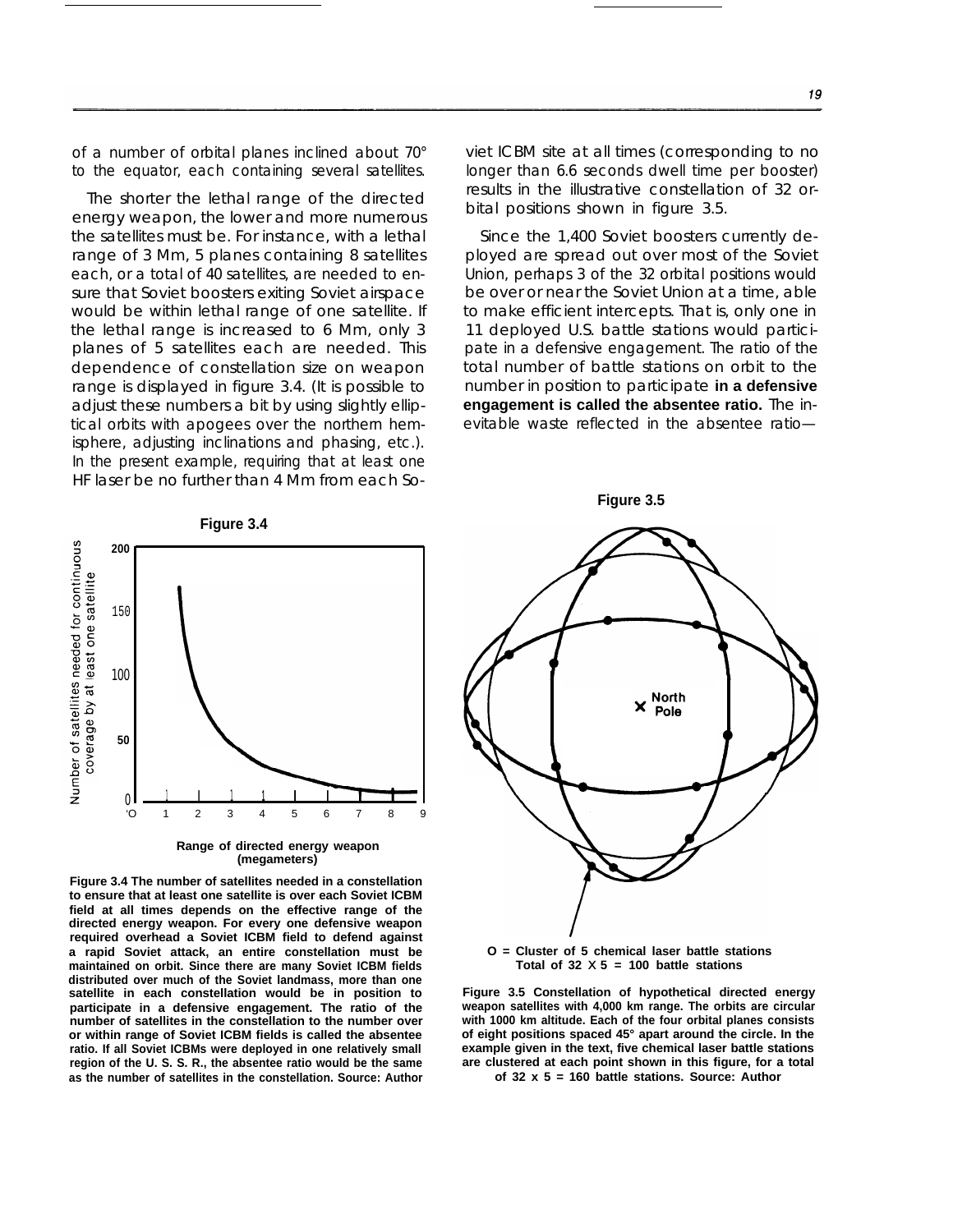of a number of orbital planes inclined about 70° to the equator, each containing several satellites.

The shorter the lethal range of the directed energy weapon, the lower and more numerous the satellites must be. For instance, with a lethal range of 3 Mm, 5 planes containing 8 satellites each, or a total of 40 satellites, are needed to ensure that Soviet boosters exiting Soviet airspace would be within lethal range of one satellite. If the lethal range is increased to 6 Mm, only 3 planes of 5 satellites each are needed. This dependence of constellation size on weapon range is displayed in figure 3.4. (It is possible to adjust these numbers a bit by using slightly elliptical orbits with apogees over the northern hemisphere, adjusting inclinations and phasing, etc.). In the present example, requiring that at least one HF laser be no further than 4 Mm from each Soviet ICBM site at all times (corresponding to no longer than 6.6 seconds dwell time per booster) results in the illustrative constellation of 32 orbital positions shown in figure 3.5.

Since the 1,400 Soviet boosters currently deployed are spread out over most of the Soviet Union, perhaps 3 of the 32 orbital positions would be over or near the Soviet Union at a time, able to make efficient intercepts. That is, only one in 11 deployed U.S. battle stations would participate in a defensive engagement. The ratio of the total number of battle stations on orbit to the number in position to participate **in a defensive engagement is called the absentee ratio.** The inevitable waste reflected in the absentee ratio—

**Figure 3.4**

Number of satellites needed for continuous coverage by at least one satellite (y-axis: 0, 50, 100, 150, 200)

Range of directed energy weapon (megameters) (x-axis: 0, 1, 2, 3, 4, 5, 6, 7, 8, 9)

**Figure 3.4 The number of satellites needed in a constellation to ensure that at least one satellite is over each Soviet ICBM field at all times depends on the effective range of the directed energy weapon. For every one defensive weapon required overhead a Soviet ICBM field to defend against a rapid Soviet attack, an entire constellation must be maintained on orbit. Since there are many Soviet ICBM fields distributed over much of the Soviet landmass, more than one satellite in each constellation would be in position to participate in a defensive engagement. The ratio of the number of satellites in the constellation to the number over or within range of Soviet ICBM fields is called the absentee ratio. If all Soviet ICBMs were deployed in one relatively small region of the U. S. S. R., the absentee ratio would be the same as the number of satellites in the constellation. Source: Author**

**Figure 3.5**

North Pole

**O = Cluster of 5 chemical laser battle stations Total of 32 X 5 = 100 battle stations**

**Figure 3.5 Constellation of hypothetical directed energy weapon satellites with 4,000 km range. The orbits are circular with 1000 km altitude. Each of the four orbital planes consists of eight positions spaced 45° apart around the circle. In the example given in the text, five chemical laser battle stations are clustered at each point shown in this figure, for a total of 32 x 5 = 160 battle stations. Source: Author**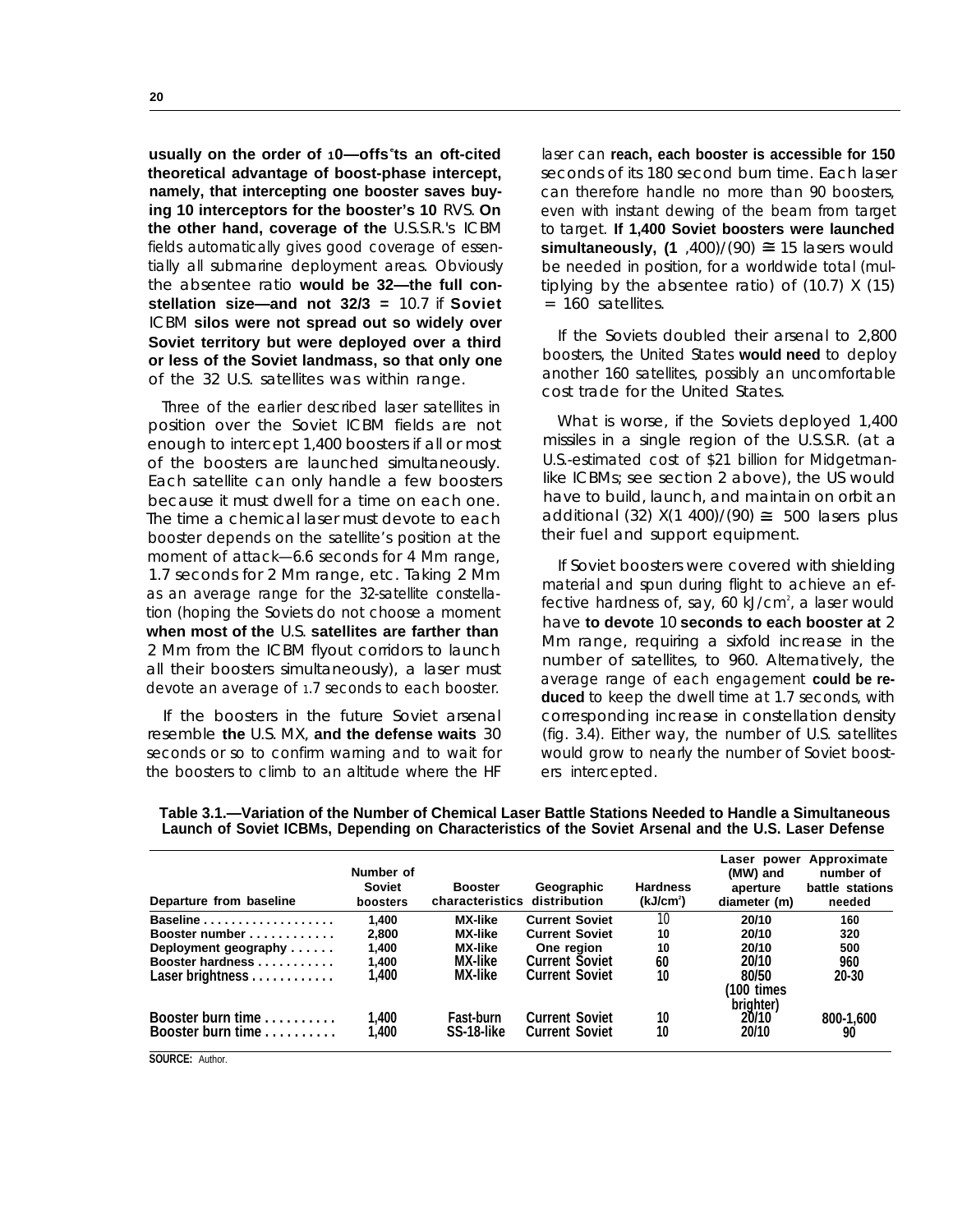usually on the order of 10—offsets an oft-cited theoretical advantage of boost-phase intercept, namely, that intercepting one booster saves buying 10 interceptors for the booster's 10 RVS. On the other hand, coverage of the U.S.S.R.'s ICBM fields automatically gives good coverage of essentially all submarine deployment areas. Obviously the absentee ratio would be 32—the full constellation size—and not 32/3 = 10.7 if Soviet ICBM silos were not spread out so widely over Soviet territory but were deployed over a third or less of the Soviet landmass, so that only one of the 32 U.S. satellites was within range.

Three of the earlier described laser satellites in position over the Soviet ICBM fields are not enough to intercept 1,400 boosters if all or most of the boosters are launched simultaneously. Each satellite can only handle a few boosters because it must dwell for a time on each one. The time a chemical laser must devote to each booster depends on the satellite's position at the moment of attack—6.6 seconds for 4 Mm range, 1.7 seconds for 2 Mm range, etc. Taking 2 Mm as an average range for the 32-satellite constellation (hoping the Soviets do not choose a moment when most of the U.S. satellites are farther than 2 Mm from the ICBM flyout corridors to launch all their boosters simultaneously), a laser must devote an average of 1.7 seconds to each booster.

If the boosters in the future Soviet arsenal resemble the U.S. MX, and the defense waits 30 seconds or so to confirm warning and to wait for the boosters to climb to an altitude where the HF laser can reach, each booster is accessible for 150 seconds of its 180 second burn time. Each laser can therefore handle no more than 90 boosters, even with instant dewing of the beam from target to target. If 1,400 Soviet boosters were launched simultaneously, $(1,400)/(90) \cong 15$ lasers would be needed in position, for a worldwide total (multiplying by the absentee ratio) of $(10.7) \times (15) = 160$ satellites.

If the Soviets doubled their arsenal to 2,800 boosters, the United States would need to deploy another 160 satellites, possibly an uncomfortable cost trade for the United States.

What is worse, if the Soviets deployed 1,400 missiles in a single region of the U.S.S.R. (at a U.S.-estimated cost of $21 billion for Midgetman-like ICBMs; see section 2 above), the US would have to build, launch, and maintain on orbit an additional $(32) \times (1400)/(90) \cong 500$ lasers plus their fuel and support equipment.

If Soviet boosters were covered with shielding material and spun during flight to achieve an effective hardness of, say, 60 $kJ/cm^2$, a laser would have to devote 10 seconds to each booster at 2 Mm range, requiring a sixfold increase in the number of satellites, to 960. Alternatively, the average range of each engagement could be reduced to keep the dwell time at 1.7 seconds, with corresponding increase in constellation density (fig. 3.4). Either way, the number of U.S. satellites would grow to nearly the number of Soviet boosters intercepted.

**Table 3.1.—Variation of the Number of Chemical Laser Battle Stations Needed to Handle a Simultaneous Launch of Soviet ICBMs, Depending on Characteristics of the Soviet Arsenal and the U.S. Laser Defense**

| Departure from baseline | Number of Soviet boosters | Booster characteristics | Geographic distribution | Hardness ($kJ/cm^2$) | Laser power (MW) and aperture diameter (m) | Approximate number of battle stations needed |
|---|---|---|---|---|---|---|
| Baseline | 1,400 | MX-like | Current Soviet | 10 | 20/10 | 160 |
| Booster number | 2,800 | MX-like | Current Soviet | 10 | 20/10 | 320 |
| Deployment geography | 1,400 | MX-like | One region | 10 | 20/10 | 500 |
| Booster hardness | 1,400 | MX-like | Current Soviet | 60 | 20/10 | 960 |
| Laser brightness | 1,400 | MX-like | Current Soviet | 10 | 80/50 (100 times brighter) | 20-30 |
| Booster burn time | 1,400 | Fast-burn | Current Soviet | 10 | 20/10 | 800-1,600 |
| Booster burn time | 1,400 | SS-18-like | Current Soviet | 10 | 20/10 | 90 |

SOURCE: Author.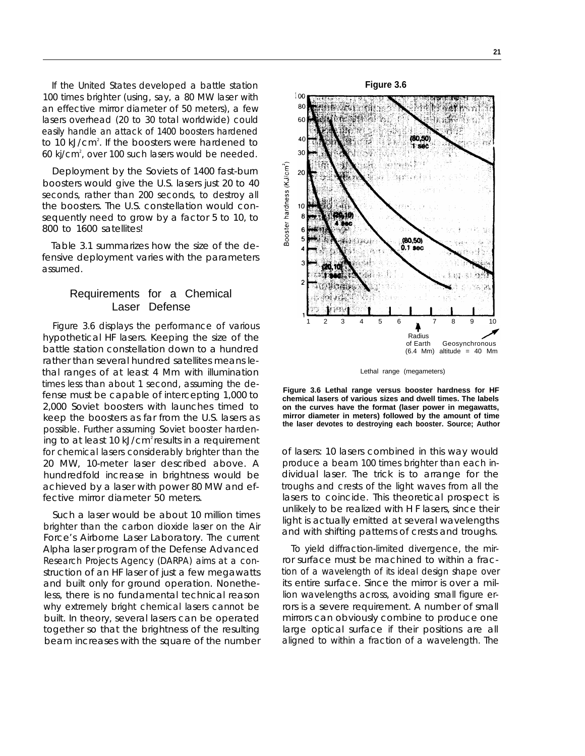If the United States developed a battle station 100 times brighter (using, say, a 80 MW laser with an effective mirror diameter of 50 meters), a few lasers overhead (20 to 30 total worldwide) could easily handle an attack of 1400 boosters hardened to 10 kJ/cm$^2$. If the boosters were hardened to 60 kj/cm$^2$, over 100 such lasers would be needed.

Deployment by the Soviets of 1400 fast-burn boosters would give the U.S. lasers just 20 to 40 seconds, rather than 200 seconds, to destroy all the boosters. The U.S. constellation would consequently need to grow by a factor 5 to 10, to 800 to 1600 satellites!

Table 3.1 summarizes how the size of the defensive deployment varies with the parameters assumed.

## Requirements for a Chemical Laser Defense

Figure 3.6 displays the performance of various hypothetical HF lasers. Keeping the size of the battle station constellation down to a hundred rather than several hundred satellites means lethal ranges of at least 4 Mm with illumination times less than about 1 second, assuming the defense must be capable of intercepting 1,000 to 2,000 Soviet boosters with launches timed to keep the boosters as far from the U.S. lasers as possible. Further assuming Soviet booster hardening to at least 10 kJ/cm$^2$ results in a requirement for chemical lasers considerably brighter than the 20 MW, 10-meter laser described above. A hundredfold increase in brightness would be achieved by a laser with power 80 MW and effective mirror diameter 50 meters.

Such a laser would be about 10 million times brighter than the carbon dioxide laser on the Air Force's Airborne Laser Laboratory. The current Alpha laser program of the Defense Advanced Research Projects Agency (DARPA) aims at a construction of an HF laser of just a few megawatts and built only for ground operation. Nonetheless, there is no fundamental technical reason why extremely bright chemical lasers cannot be built. In theory, several lasers can be operated together so that the brightness of the resulting beam increases with the square of the number of lasers: 10 lasers combined in this way would produce a beam 100 times brighter than each individual laser. The trick is to arrange for the troughs and crests of the light waves from all the lasers to coincide. This theoretical prospect is unlikely to be realized with H F lasers, since their light is actually emitted at several wavelengths and with shifting patterns of crests and troughs.

To yield diffraction-limited divergence, the mirror surface must be machined to within a fraction of a wavelength of its ideal design shape over its entire surface. Since the mirror is over a million wavelengths across, avoiding small figure errors is a severe requirement. A number of small mirrors can obviously combine to produce one large optical surface if their positions are all aligned to within a fraction of a wavelength. The

**Figure 3.6**

**Figure 3.6 Lethal range versus booster hardness for HF chemical lasers of various sizes and dwell times. The labels on the curves have the format (laser power in megawatts, mirror diameter in meters) followed by the amount of time the laser devotes to destroying each booster. Source; Author**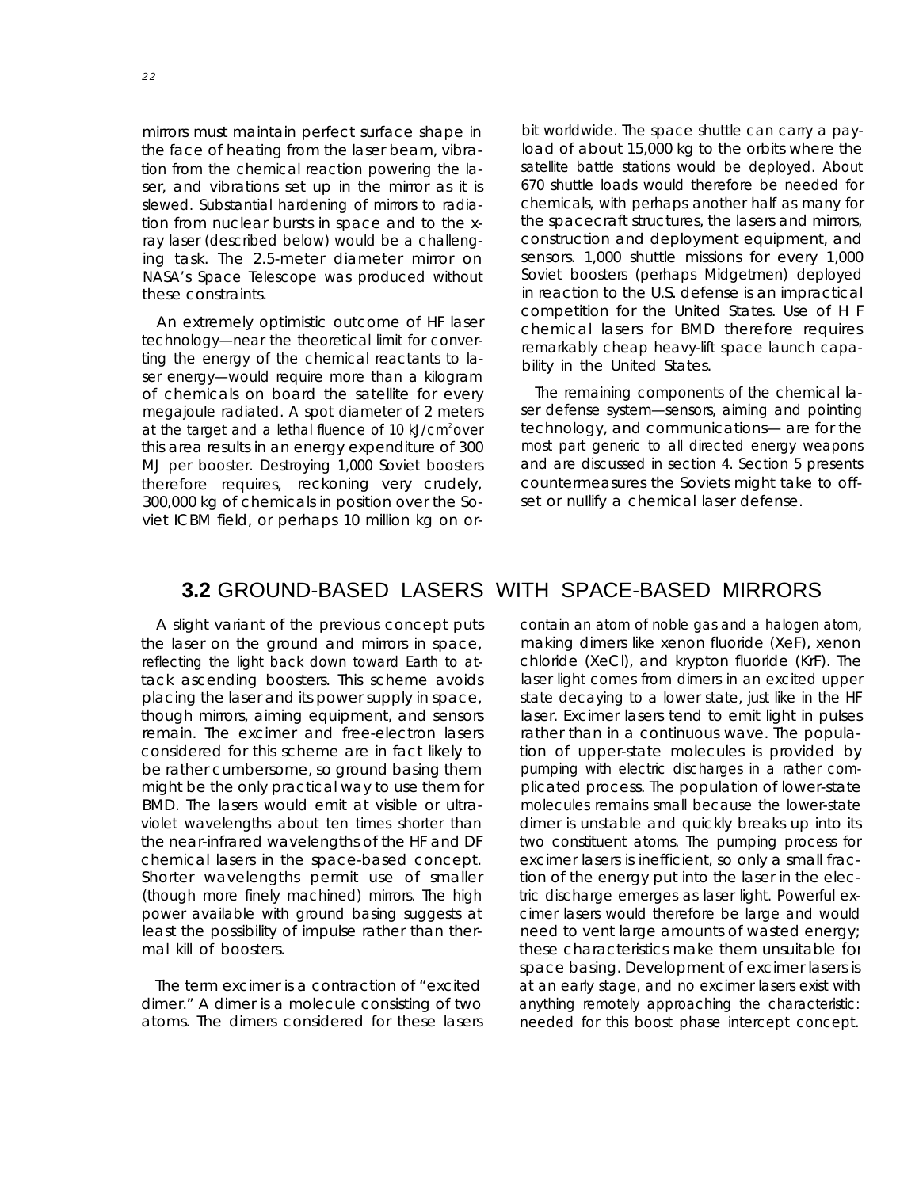mirrors must maintain perfect surface shape in the face of heating from the laser beam, vibration from the chemical reaction powering the laser, and vibrations set up in the mirror as it is slewed. Substantial hardening of mirrors to radiation from nuclear bursts in space and to the x-ray laser (described below) would be a challenging task. The 2.5-meter diameter mirror on NASA's Space Telescope was produced without these constraints.

An extremely optimistic outcome of HF laser technology—near the theoretical limit for converting the energy of the chemical reactants to laser energy—would require more than a kilogram of chemicals on board the satellite for every megajoule radiated. A spot diameter of 2 meters at the target and a lethal fluence of 10 kJ/cm$^2$ over this area results in an energy expenditure of 300 MJ per booster. Destroying 1,000 Soviet boosters therefore requires, reckoning very crudely, 300,000 kg of chemicals in position over the Soviet ICBM field, or perhaps 10 million kg on orbit worldwide. The space shuttle can carry a payload of about 15,000 kg to the orbits where the satellite battle stations would be deployed. About 670 shuttle loads would therefore be needed for chemicals, with perhaps another half as many for the spacecraft structures, the lasers and mirrors, construction and deployment equipment, and sensors. 1,000 shuttle missions for every 1,000 Soviet boosters (perhaps Midgetmen) deployed in reaction to the U.S. defense is an impractical competition for the United States. Use of H F chemical lasers for BMD therefore requires remarkably cheap heavy-lift space launch capability in the United States.

The remaining components of the chemical laser defense system—sensors, aiming and pointing technology, and communications— are for the most part generic to all directed energy weapons and are discussed in section 4. Section 5 presents countermeasures the Soviets might take to offset or nullify a chemical laser defense.

## 3.2 GROUND-BASED LASERS WITH SPACE-BASED MIRRORS

A slight variant of the previous concept puts the laser on the ground and mirrors in space, reflecting the light back down toward Earth to attack ascending boosters. This scheme avoids placing the laser and its power supply in space, though mirrors, aiming equipment, and sensors remain. The excimer and free-electron lasers considered for this scheme are in fact likely to be rather cumbersome, so ground basing them might be the only practical way to use them for BMD. The lasers would emit at visible or ultraviolet wavelengths about ten times shorter than the near-infrared wavelengths of the HF and DF chemical lasers in the space-based concept. Shorter wavelengths permit use of smaller (though more finely machined) mirrors. The high power available with ground basing suggests at least the possibility of impulse rather than thermal kill of boosters.

The term excimer is a contraction of "excited dimer." A dimer is a molecule consisting of two atoms. The dimers considered for these lasers contain an atom of noble gas and a halogen atom, making dimers like xenon fluoride (XeF), xenon chloride (XeCl), and krypton fluoride (KrF). The laser light comes from dimers in an excited upper state decaying to a lower state, just like in the HF laser. Excimer lasers tend to emit light in pulses rather than in a continuous wave. The population of upper-state molecules is provided by pumping with electric discharges in a rather complicated process. The population of lower-state molecules remains small because the lower-state dimer is unstable and quickly breaks up into its two constituent atoms. The pumping process for excimer lasers is inefficient, so only a small fraction of the energy put into the laser in the electric discharge emerges as laser light. Powerful excimer lasers would therefore be large and would need to vent large amounts of wasted energy; these characteristics make them unsuitable for space basing. Development of excimer lasers is at an early stage, and no excimer lasers exist with anything remotely approaching the characteristics needed for this boost phase intercept concept.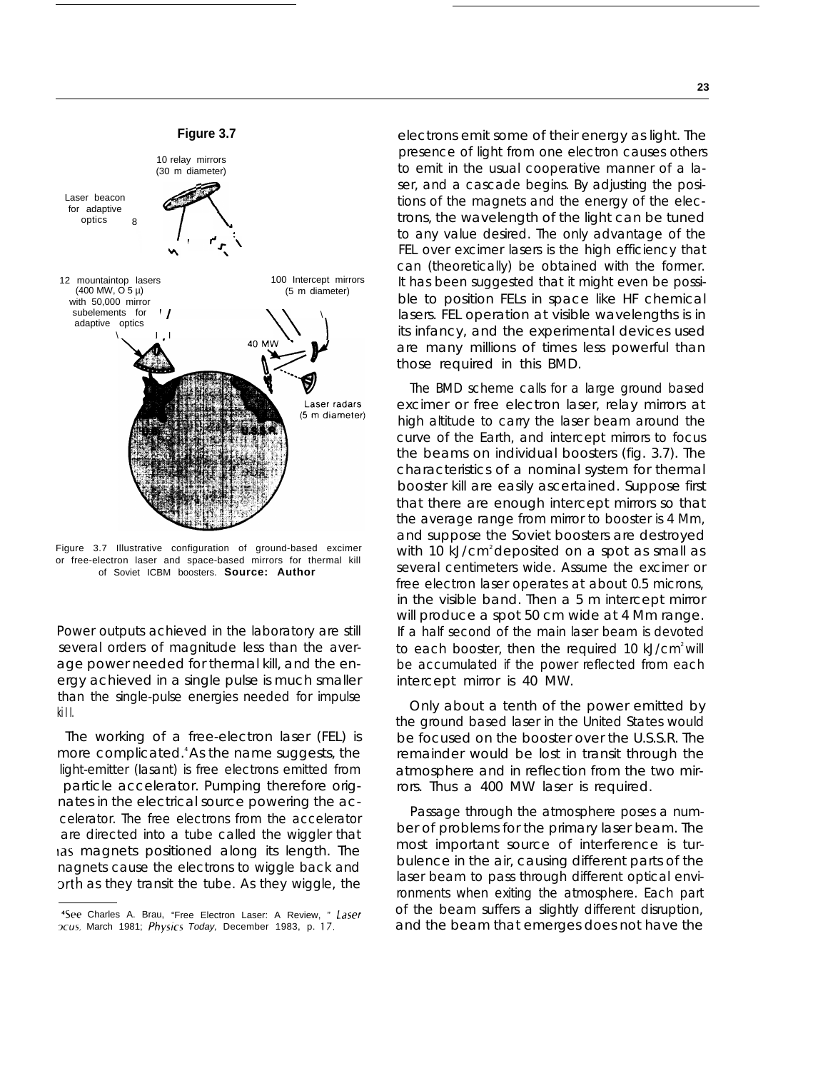**Figure 3.7**

Figure 3.7 Illustrative configuration of ground-based excimer or free-electron laser and space-based mirrors for thermal kill of Soviet ICBM boosters. **Source: Author**

Power outputs achieved in the laboratory are still several orders of magnitude less than the average power needed for thermal kill, and the energy achieved in a single pulse is much smaller than the single-pulse energies needed for impulse kill.

The working of a free-electron laser (FEL) is more complicated.[4] As the name suggests, the light-emitter (lasant) is free electrons emitted from particle accelerator. Pumping therefore originates in the electrical source powering the accelerator. The free electrons from the accelerator are directed into a tube called the wiggler that has magnets positioned along its length. The magnets cause the electrons to wiggle back and forth as they transit the tube. As they wiggle, the electrons emit some of their energy as light. The presence of light from one electron causes others to emit in the usual cooperative manner of a laser, and a cascade begins. By adjusting the positions of the magnets and the energy of the electrons, the wavelength of the light can be tuned to any value desired. The only advantage of the FEL over excimer lasers is the high efficiency that can (theoretically) be obtained with the former. It has been suggested that it might even be possible to position FELs in space like HF chemical lasers. FEL operation at visible wavelengths is in its infancy, and the experimental devices used are many millions of times less powerful than those required in this BMD.

The BMD scheme calls for a large ground based excimer or free electron laser, relay mirrors at high altitude to carry the laser beam around the curve of the Earth, and intercept mirrors to focus the beams on individual boosters (fig. 3.7). The characteristics of a nominal system for thermal booster kill are easily ascertained. Suppose first that there are enough intercept mirrors so that the average range from mirror to booster is 4 Mm, and suppose the Soviet boosters are destroyed with 10 $kJ/cm^2$ deposited on a spot as small as several centimeters wide. Assume the excimer or free electron laser operates at about 0.5 microns, in the visible band. Then a 5 m intercept mirror will produce a spot 50 cm wide at 4 Mm range. If a half second of the main laser beam is devoted to each booster, then the required 10 $kJ/cm^2$ will be accumulated if the power reflected from each intercept mirror is 40 MW.

Only about a tenth of the power emitted by the ground based laser in the United States would be focused on the booster over the U.S.S.R. The remainder would be lost in transit through the atmosphere and in reflection from the two mirrors. Thus a 400 MW laser is required.

Passage through the atmosphere poses a number of problems for the primary laser beam. The most important source of interference is turbulence in the air, causing different parts of the laser beam to pass through different optical environments when exiting the atmosphere. Each part of the beam suffers a slightly different disruption, and the beam that emerges does not have the

---

[4] See Charles A. Brau, "Free Electron Laser: A Review," *Laser Focus*, March 1981; *Physics Today*, December 1983, p. 17.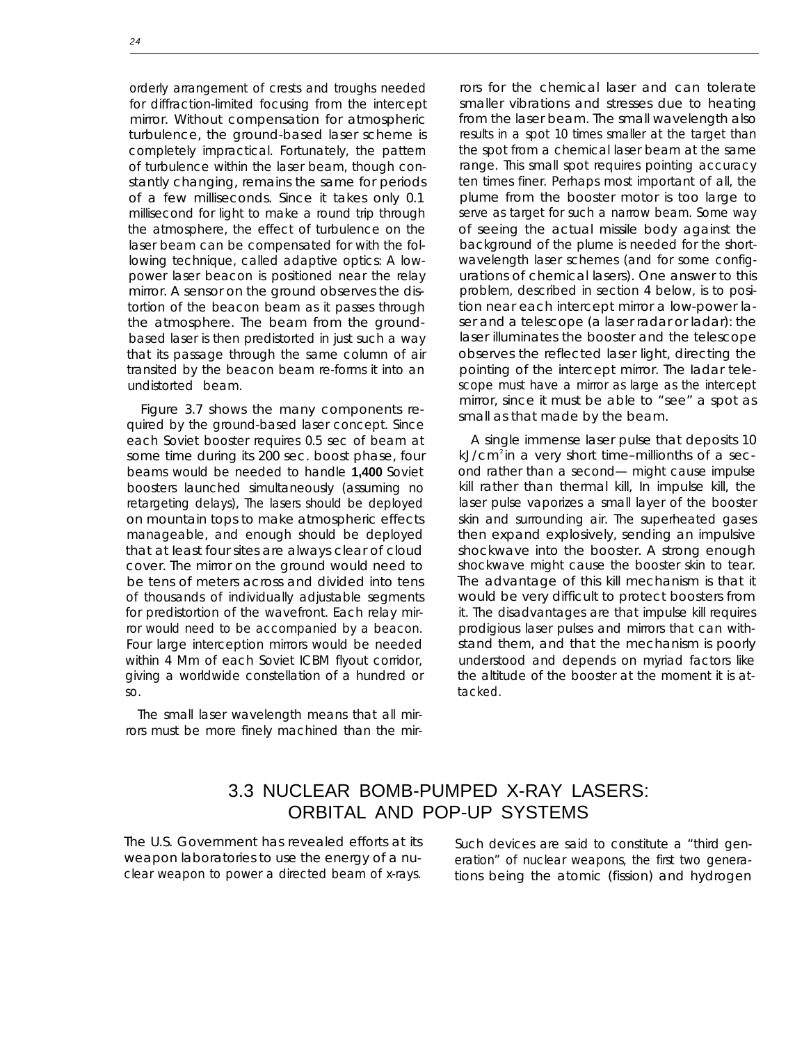orderly arrangement of crests and troughs needed for diffraction-limited focusing from the intercept mirror. Without compensation for atmospheric turbulence, the ground-based laser scheme is completely impractical. Fortunately, the pattern of turbulence within the laser beam, though constantly changing, remains the same for periods of a few milliseconds. Since it takes only 0.1 millisecond for light to make a round trip through the atmosphere, the effect of turbulence on the laser beam can be compensated for with the following technique, called adaptive optics: A low-power laser beacon is positioned near the relay mirror. A sensor on the ground observes the distortion of the beacon beam as it passes through the atmosphere. The beam from the ground-based laser is then predistorted in just such a way that its passage through the same column of air transited by the beacon beam re-forms it into an undistorted beam.

Figure 3.7 shows the many components required by the ground-based laser concept. Since each Soviet booster requires 0.5 sec of beam at some time during its 200 sec. boost phase, four beams would be needed to handle **1,400** Soviet boosters launched simultaneously (assuming no retargeting delays), The lasers should be deployed on mountain tops to make atmospheric effects manageable, and enough should be deployed that at least four sites are always clear of cloud cover. The mirror on the ground would need to be tens of meters across and divided into tens of thousands of individually adjustable segments for predistortion of the wavefront. Each relay mirror would need to be accompanied by a beacon. Four large interception mirrors would be needed within 4 Mm of each Soviet ICBM flyout corridor, giving a worldwide constellation of a hundred or so.

The small laser wavelength means that all mirrors must be more finely machined than the mirrors for the chemical laser and can tolerate smaller vibrations and stresses due to heating from the laser beam. The small wavelength also results in a spot 10 times smaller at the target than the spot from a chemical laser beam at the same range. This small spot requires pointing accuracy ten times finer. Perhaps most important of all, the plume from the booster motor is too large to serve as target for such a narrow beam. Some way of seeing the actual missile body against the background of the plume is needed for the short-wavelength laser schemes (and for some configurations of chemical lasers). One answer to this problem, described in section 4 below, is to position near each intercept mirror a low-power laser and a telescope (a laser radar or ladar): the laser illuminates the booster and the telescope observes the reflected laser light, directing the pointing of the intercept mirror. The ladar telescope must have a mirror as large as the intercept mirror, since it must be able to "see" a spot as small as that made by the beam.

A single immense laser pulse that deposits 10 $kJ/cm^2$ in a very short time–millionths of a second rather than a second— might cause impulse kill rather than thermal kill, In impulse kill, the laser pulse vaporizes a small layer of the booster skin and surrounding air. The superheated gases then expand explosively, sending an impulsive shockwave into the booster. A strong enough shockwave might cause the booster skin to tear. The advantage of this kill mechanism is that it would be very difficult to protect boosters from it. The disadvantages are that impulse kill requires prodigious laser pulses and mirrors that can withstand them, and that the mechanism is poorly understood and depends on myriad factors like the altitude of the booster at the moment it is attacked.

## 3.3 NUCLEAR BOMB-PUMPED X-RAY LASERS: ORBITAL AND POP-UP SYSTEMS

The U.S. Government has revealed efforts at its weapon laboratories to use the energy of a nuclear weapon to power a directed beam of x-rays. Such devices are said to constitute a "third generation" of nuclear weapons, the first two generations being the atomic (fission) and hydrogen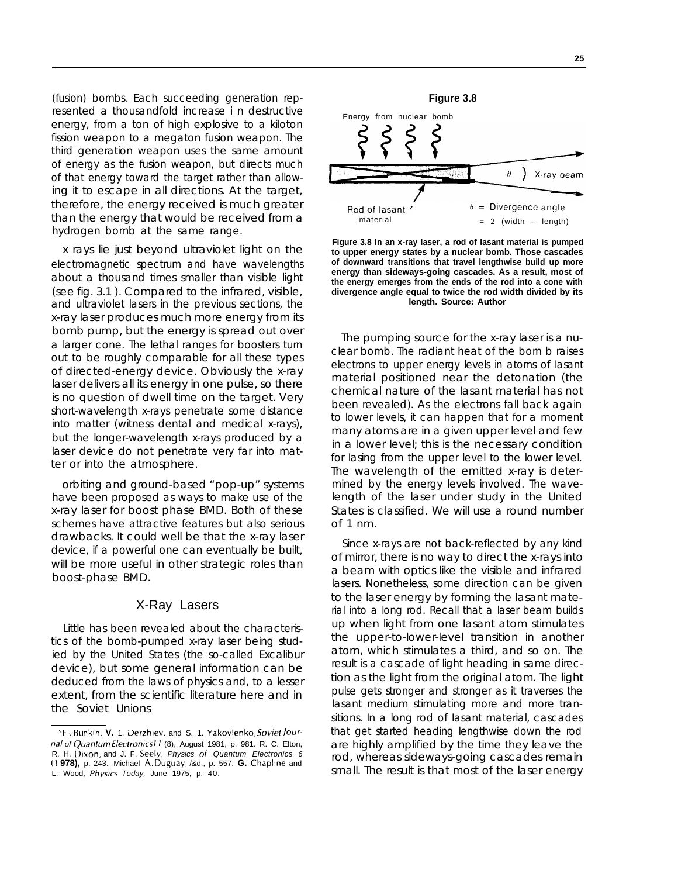(fusion) bombs. Each succeeding generation represented a thousandfold increase in destructive energy, from a ton of high explosive to a kiloton fission weapon to a megaton fusion weapon. The third generation weapon uses the same amount of energy as the fusion weapon, but directs much of that energy toward the target rather than allowing it to escape in all directions. At the target, therefore, the energy received is much greater than the energy that would be received from a hydrogen bomb at the same range.

x rays lie just beyond ultraviolet light on the electromagnetic spectrum and have wavelengths about a thousand times smaller than visible light (see fig. 3.1). Compared to the infrared, visible, and ultraviolet lasers in the previous sections, the x-ray laser produces much more energy from its bomb pump, but the energy is spread out over a larger cone. The lethal ranges for boosters turn out to be roughly comparable for all these types of directed-energy device. Obviously the x-ray laser delivers all its energy in one pulse, so there is no question of dwell time on the target. Very short-wavelength x-rays penetrate some distance into matter (witness dental and medical x-rays), but the longer-wavelength x-rays produced by a laser device do not penetrate very far into matter or into the atmosphere.

orbiting and ground-based "pop-up" systems have been proposed as ways to make use of the x-ray laser for boost phase BMD. Both of these schemes have attractive features but also serious drawbacks. It could well be that the x-ray laser device, if a powerful one can eventually be built, will be more useful in other strategic roles than boost-phase BMD.

## X-Ray Lasers

Little has been revealed about the characteristics of the bomb-pumped x-ray laser being studied by the United States (the so-called Excalibur device), but some general information can be deduced from the laws of physics and, to a lesser extent, from the scientific literature here and in the Soviet Unions

**Figure 3.8**

Energy from nuclear bomb

Rod of lasant material

$\theta$ ) X-ray beam

$\theta$ = Divergence angle = 2 (width – length)

**Figure 3.8 In an x-ray laser, a rod of lasant material is pumped to upper energy states by a nuclear bomb. Those cascades of downward transitions that travel lengthwise build up more energy than sideways-going cascades. As a result, most of the energy emerges from the ends of the rod into a cone with divergence angle equal to twice the rod width divided by its length. Source: Author**

The pumping source for the x-ray laser is a nuclear bomb. The radiant heat of the bom b raises electrons to upper energy levels in atoms of lasant material positioned near the detonation (the chemical nature of the lasant material has not been revealed). As the electrons fall back again to lower levels, it can happen that for a moment many atoms are in a given upper level and few in a lower level; this is the necessary condition for lasing from the upper level to the lower level. The wavelength of the emitted x-ray is determined by the energy levels involved. The wavelength of the laser under study in the United States is classified. We will use a round number of 1 nm.

Since x-rays are not back-reflected by any kind of mirror, there is no way to direct the x-rays into a beam with optics like the visible and infrared lasers. Nonetheless, some direction can be given to the laser energy by forming the lasant material into a long rod. Recall that a laser beam builds up when light from one lasant atom stimulates the upper-to-lower-level transition in another atom, which stimulates a third, and so on. The result is a cascade of light heading in same direction as the light from the original atom. The light pulse gets stronger and stronger as it traverses the lasant medium stimulating more and more transitions. In a long rod of lasant material, cascades that get started heading lengthwise down the rod are highly amplified by the time they leave the rod, whereas sideways-going cascades remain small. The result is that most of the laser energy

---

[5] F. V. Bunkin, **V.** 1. Derzhiev, and S. 1. Yakovlenko, *Soviet Journal of Quantum Electronics 11* (8), August 1981, p. 981. R. C. Elton, R. H. Dixon, and J. F. Seely, *Physics of Quantum Electronics 6* (1**978),** p. 243. Michael A. Duguay, Ibid., p. 557. **G.** Chapline and L. Wood, *Physics Today*, June 1975, p. 40.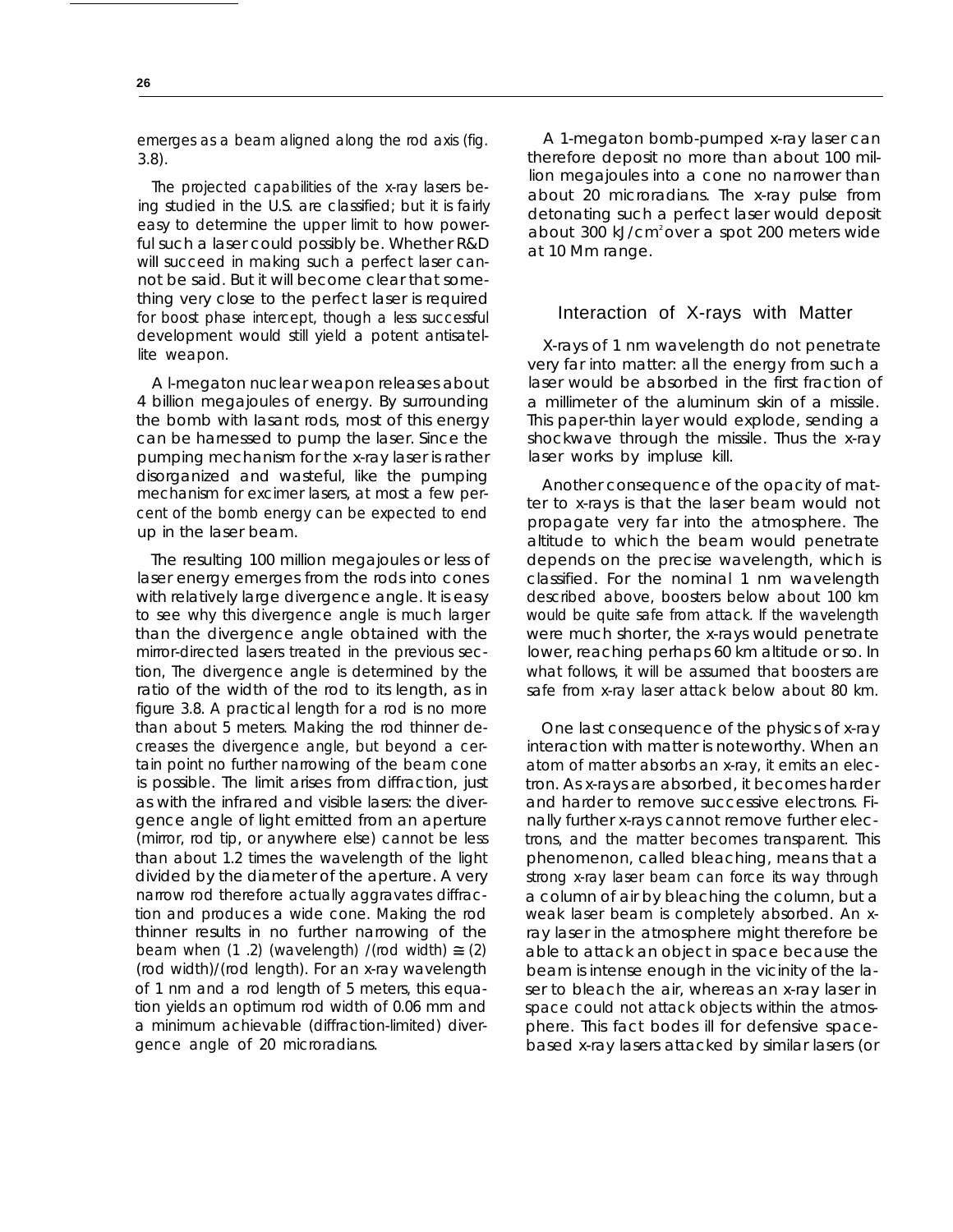emerges as a beam aligned along the rod axis (fig. 3.8).

The projected capabilities of the x-ray lasers being studied in the U.S. are classified; but it is fairly easy to determine the upper limit to how powerful such a laser could possibly be. Whether R&D will succeed in making such a perfect laser cannot be said. But it will become clear that something very close to the perfect laser is required for boost phase intercept, though a less successful development would still yield a potent antisatellite weapon.

A l-megaton nuclear weapon releases about 4 billion megajoules of energy. By surrounding the bomb with lasant rods, most of this energy can be harnessed to pump the laser. Since the pumping mechanism for the x-ray laser is rather disorganized and wasteful, like the pumping mechanism for excimer lasers, at most a few percent of the bomb energy can be expected to end up in the laser beam.

The resulting 100 million megajoules or less of laser energy emerges from the rods into cones with relatively large divergence angle. It is easy to see why this divergence angle is much larger than the divergence angle obtained with the mirror-directed lasers treated in the previous section, The divergence angle is determined by the ratio of the width of the rod to its length, as in figure 3.8. A practical length for a rod is no more than about 5 meters. Making the rod thinner decreases the divergence angle, but beyond a certain point no further narrowing of the beam cone is possible. The limit arises from diffraction, just as with the infrared and visible lasers: the divergence angle of light emitted from an aperture (mirror, rod tip, or anywhere else) cannot be less than about 1.2 times the wavelength of the light divided by the diameter of the aperture. A very narrow rod therefore actually aggravates diffraction and produces a wide cone. Making the rod thinner results in no further narrowing of the beam when (1 .2) (wavelength) /(rod width) $\cong$ (2) (rod width)/(rod length). For an x-ray wavelength of 1 nm and a rod length of 5 meters, this equation yields an optimum rod width of 0.06 mm and a minimum achievable (diffraction-limited) divergence angle of 20 microradians.

A 1-megaton bomb-pumped x-ray laser can therefore deposit no more than about 100 million megajoules into a cone no narrower than about 20 microradians. The x-ray pulse from detonating such a perfect laser would deposit about 300 $kJ/cm^2$ over a spot 200 meters wide at 10 Mm range.

## Interaction of X-rays with Matter

X-rays of 1 nm wavelength do not penetrate very far into matter: all the energy from such a laser would be absorbed in the first fraction of a millimeter of the aluminum skin of a missile. This paper-thin layer would explode, sending a shockwave through the missile. Thus the x-ray laser works by impluse kill.

Another consequence of the opacity of matter to x-rays is that the laser beam would not propagate very far into the atmosphere. The altitude to which the beam would penetrate depends on the precise wavelength, which is classified. For the nominal 1 nm wavelength described above, boosters below about 100 km would be quite safe from attack. If the wavelength were much shorter, the x-rays would penetrate lower, reaching perhaps 60 km altitude or so. In what follows, it will be assumed that boosters are safe from x-ray laser attack below about 80 km.

One last consequence of the physics of x-ray interaction with matter is noteworthy. When an atom of matter absorbs an x-ray, it emits an electron. As x-rays are absorbed, it becomes harder and harder to remove successive electrons. Finally further x-rays cannot remove further electrons, and the matter becomes transparent. This phenomenon, called bleaching, means that a strong x-ray laser beam can force its way through a column of air by bleaching the column, but a weak laser beam is completely absorbed. An x-ray laser in the atmosphere might therefore be able to attack an object in space because the beam is intense enough in the vicinity of the laser to bleach the air, whereas an x-ray laser in space could not attack objects within the atmosphere. This fact bodes ill for defensive space-based x-ray lasers attacked by similar lasers (or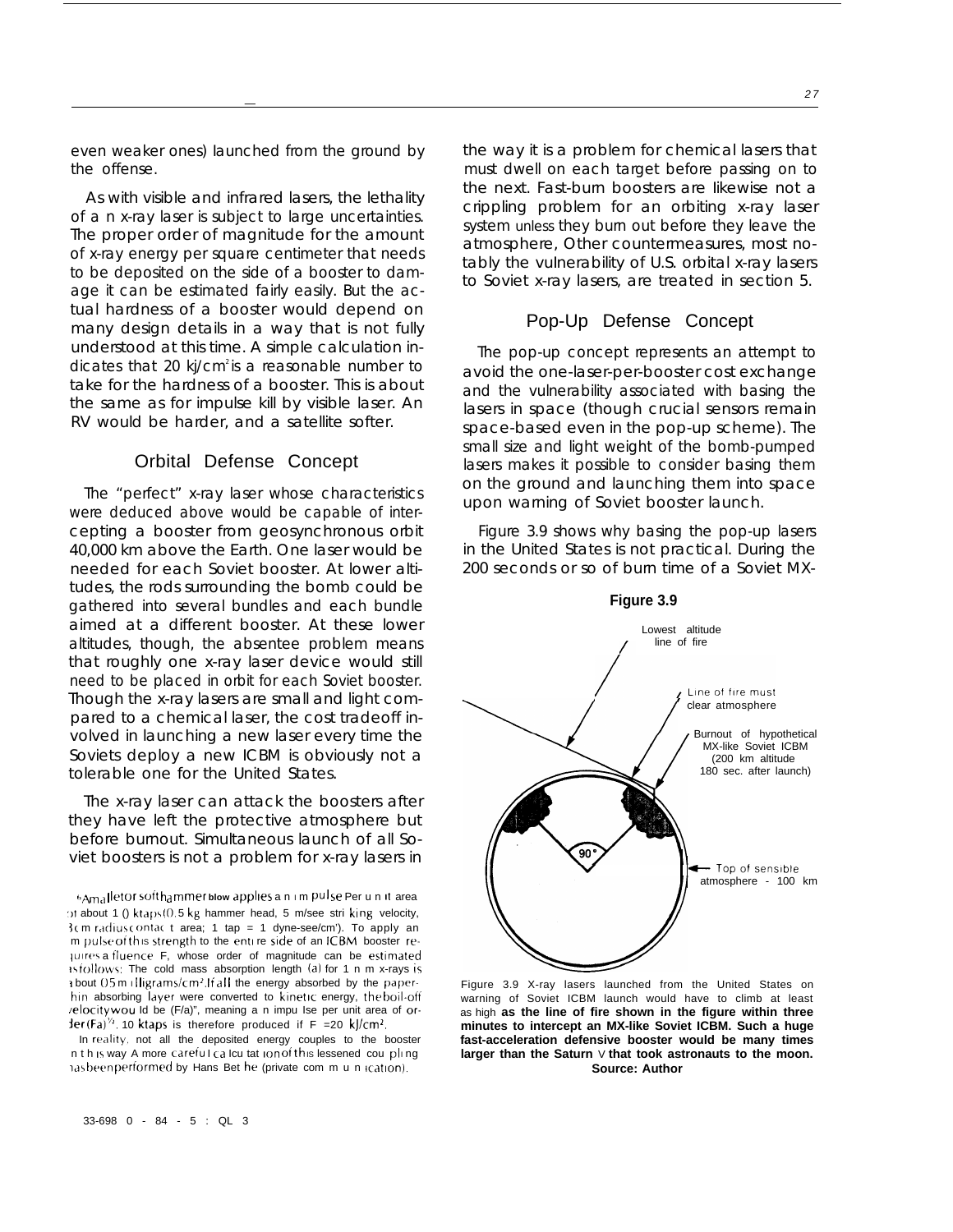even weaker ones) launched from the ground by the offense.

As with visible and infrared lasers, the lethality of an x-ray laser is subject to large uncertainties. The proper order of magnitude for the amount of x-ray energy per square centimeter that needs to be deposited on the side of a booster to damage it can be estimated fairly easily. But the actual hardness of a booster would depend on many design details in a way that is not fully understood at this time. A simple calculation indicates that 20 kJ/cm$^2$ is a reasonable number to take for the hardness of a booster. This is about the same as for impulse kill by visible laser. An RV would be harder, and a satellite softer.

## Orbital Defense Concept

The "perfect" x-ray laser whose characteristics were deduced above would be capable of intercepting a booster from geosynchronous orbit 40,000 km above the Earth. One laser would be needed for each Soviet booster. At lower altitudes, the rods surrounding the bomb could be gathered into several bundles and each bundle aimed at a different booster. At these lower altitudes, though, the absentee problem means that roughly one x-ray laser device would still need to be placed in orbit for each Soviet booster. Though the x-ray lasers are small and light compared to a chemical laser, the cost tradeoff involved in launching a new laser every time the Soviets deploy a new ICBM is obviously not a tolerable one for the United States.

The x-ray laser can attack the boosters after they have left the protective atmosphere but before burnout. Simultaneous launch of all Soviet boosters is not a problem for x-ray lasers in the way it is a problem for chemical lasers that must dwell on each target before passing on to the next. Fast-burn boosters are likewise not a crippling problem for an orbiting x-ray laser system unless they burn out before they leave the atmosphere, Other countermeasures, most notably the vulnerability of U.S. orbital x-ray lasers to Soviet x-ray lasers, are treated in section 5.

## Pop-Up Defense Concept

The pop-up concept represents an attempt to avoid the one-laser-per-booster cost exchange and the vulnerability associated with basing the lasers in space (though crucial sensors remain space-based even in the pop-up scheme). The small size and light weight of the bomb-pumped lasers makes it possible to consider basing them on the ground and launching them into space upon warning of Soviet booster launch.

Figure 3.9 shows why basing the pop-up lasers in the United States is not practical. During the 200 seconds or so of burn time of a Soviet MX-

**Figure 3.9**

Figure 3.9 X-ray lasers launched from the United States on warning of Soviet ICBM launch would have to climb at least as high **as the line of fire shown in the figure within three minutes to intercept an MX-like Soviet ICBM. Such a huge fast-acceleration defensive booster would be many times larger than the Saturn V that took astronauts to the moon.**
**Source: Author**

---

[6] A mallet or soft hammer blow applies an impulse per unit area of about 10 ktaps (0.5 kg hammer head, 5 m/sec striking velocity, 3 cm radius contact area; 1 tap = 1 dyne-sec/cm$^2$). To apply an impulse of this strength to the entire side of an ICBM booster requires a fluence F, whose order of magnitude can be estimated as follows: The cold mass absorption length (a) for 1 nm x-rays is about 0.5 milligrams/cm$^2$. If all the energy absorbed by the paper-thin absorbing layer were converted to kinetic energy, the boil-off velocity would be $(F/a)^{1/2}$, meaning an impulse per unit area of order $(Fa)^{1/2}$. 10 ktaps is therefore produced if F = 20 kJ/cm$^2$.

In reality, not all the deposited energy couples to the booster in this way. A more careful calculation of this lessened coupling has been performed by Hans Bethe (private communication).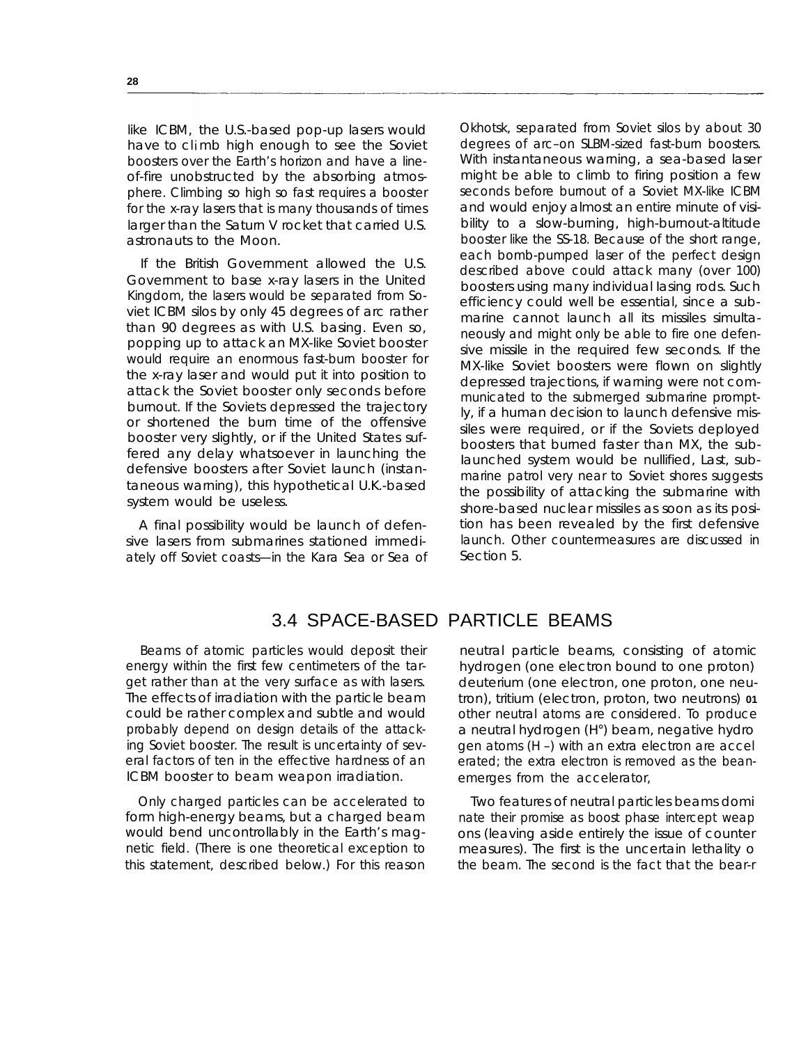like ICBM, the U.S.-based pop-up lasers would have to climb high enough to see the Soviet boosters over the Earth's horizon and have a line-of-fire unobstructed by the absorbing atmosphere. Climbing so high so fast requires a booster for the x-ray lasers that is many thousands of times larger than the Saturn V rocket that carried U.S. astronauts to the Moon.

If the British Government allowed the U.S. Government to base x-ray lasers in the United Kingdom, the lasers would be separated from Soviet ICBM silos by only 45 degrees of arc rather than 90 degrees as with U.S. basing. Even so, popping up to attack an MX-like Soviet booster would require an enormous fast-burn booster for the x-ray laser and would put it into position to attack the Soviet booster only seconds before burnout. If the Soviets depressed the trajectory or shortened the burn time of the offensive booster very slightly, or if the United States suffered any delay whatsoever in launching the defensive boosters after Soviet launch (instantaneous warning), this hypothetical U.K.-based system would be useless.

A final possibility would be launch of defensive lasers from submarines stationed immediately off Soviet coasts—in the Kara Sea or Sea of Okhotsk, separated from Soviet silos by about 30 degrees of arc–on SLBM-sized fast-burn boosters. With instantaneous warning, a sea-based laser might be able to climb to firing position a few seconds before burnout of a Soviet MX-like ICBM and would enjoy almost an entire minute of visibility to a slow-burning, high-burnout-altitude booster like the SS-18. Because of the short range, each bomb-pumped laser of the perfect design described above could attack many (over 100) boosters using many individual lasing rods. Such efficiency could well be essential, since a submarine cannot launch all its missiles simultaneously and might only be able to fire one defensive missile in the required few seconds. If the MX-like Soviet boosters were flown on slightly depressed trajections, if warning were not communicated to the submerged submarine promptly, if a human decision to launch defensive missiles were required, or if the Soviets deployed boosters that burned faster than MX, the sub-launched system would be nullified, Last, submarine patrol very near to Soviet shores suggests the possibility of attacking the submarine with shore-based nuclear missiles as soon as its position has been revealed by the first defensive launch. Other countermeasures are discussed in Section 5.

## 3.4 SPACE-BASED PARTICLE BEAMS

Beams of atomic particles would deposit their energy within the first few centimeters of the target rather than at the very surface as with lasers. The effects of irradiation with the particle beam could be rather complex and subtle and would probably depend on design details of the attacking Soviet booster. The result is uncertainty of several factors of ten in the effective hardness of an ICBM booster to beam weapon irradiation.

Only charged particles can be accelerated to form high-energy beams, but a charged beam would bend uncontrollably in the Earth's magnetic field. (There is one theoretical exception to this statement, described below.) For this reason neutral particle beams, consisting of atomic hydrogen (one electron bound to one proton) deuterium (one electron, one proton, one neutron), tritium (electron, proton, two neutrons) o1 other neutral atoms are considered. To produce a neutral hydrogen (H°) beam, negative hydro gen atoms (H –) with an extra electron are accel erated; the extra electron is removed as the bean emerges from the accelerator,

Two features of neutral particles beams domi nate their promise as boost phase intercept weap ons (leaving aside entirely the issue of counter measures). The first is the uncertain lethality o the beam. The second is the fact that the bear-r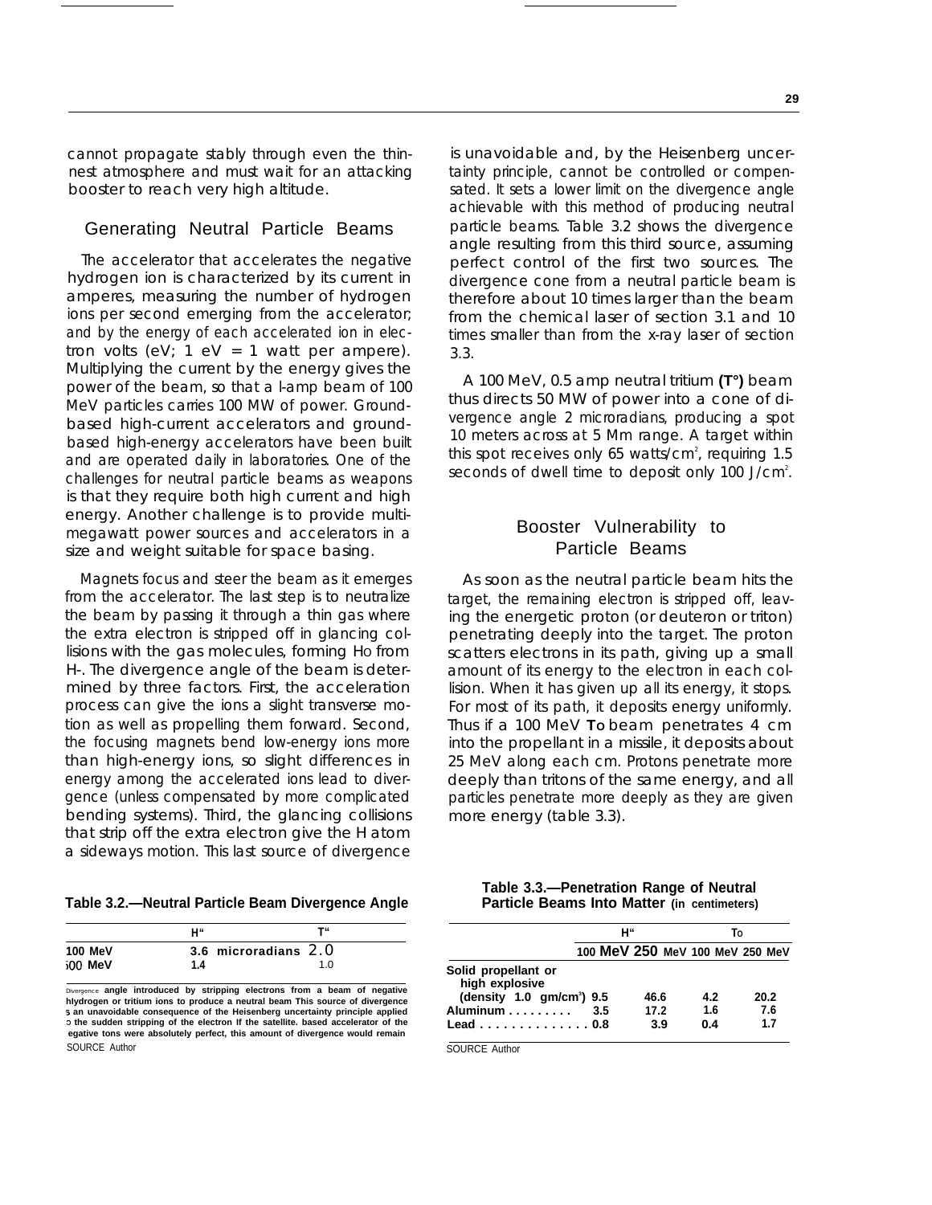cannot propagate stably through even the thinnest atmosphere and must wait for an attacking booster to reach very high altitude.

## Generating Neutral Particle Beams

The accelerator that accelerates the negative hydrogen ion is characterized by its current in amperes, measuring the number of hydrogen ions per second emerging from the accelerator; and by the energy of each accelerated ion in electron volts (eV; 1 eV = 1 watt per ampere). Multiplying the current by the energy gives the power of the beam, so that a l-amp beam of 100 MeV particles carries 100 MW of power. Ground-based high-current accelerators and ground-based high-energy accelerators have been built and are operated daily in laboratories. One of the challenges for neutral particle beams as weapons is that they require both high current and high energy. Another challenge is to provide multimegawatt power sources and accelerators in a size and weight suitable for space basing.

Magnets focus and steer the beam as it emerges from the accelerator. The last step is to neutralize the beam by passing it through a thin gas where the extra electron is stripped off in glancing collisions with the gas molecules, forming $H^0$ from $H^-$. The divergence angle of the beam is determined by three factors. First, the acceleration process can give the ions a slight transverse motion as well as propelling them forward. Second, the focusing magnets bend low-energy ions more than high-energy ions, so slight differences in energy among the accelerated ions lead to divergence (unless compensated by more complicated bending systems). Third, the glancing collisions that strip off the extra electron give the H atom a sideways motion. This last source of divergence is unavoidable and, by the Heisenberg uncertainty principle, cannot be controlled or compensated. It sets a lower limit on the divergence angle achievable with this method of producing neutral particle beams. Table 3.2 shows the divergence angle resulting from this third source, assuming perfect control of the first two sources. The divergence cone from a neutral particle beam is therefore about 10 times larger than the beam from the chemical laser of section 3.1 and 10 times smaller than from the x-ray laser of section 3.3.

A 100 MeV, 0.5 amp neutral tritium **($T^0$)** beam thus directs 50 MW of power into a cone of divergence angle 2 microradians, producing a spot 10 meters across at 5 Mm range. A target within this spot receives only 65 watts/$cm^2$, requiring 1.5 seconds of dwell time to deposit only 100 J/$cm^2$.

**Table 3.2.—Neutral Particle Beam Divergence Angle**

| | $H^-$ | $T^-$ |
|---|---|---|
| 100 MeV | 3.6 microradians | 2.0 |
| 500 MeV | 1.4 | 1.0 |

Divergence angle introduced by stripping electrons from a beam of negative hydrogen or tritium ions to produce a neutral beam This source of divergence is an unavoidable consequence of the Heisenberg uncertainty principle applied to the sudden stripping of the electron If the satellite. based accelerator of the negative ions were absolutely perfect, this amount of divergence would remain

SOURCE Author

## Booster Vulnerability to Particle Beams

As soon as the neutral particle beam hits the target, the remaining electron is stripped off, leaving the energetic proton (or deuteron or triton) penetrating deeply into the target. The proton scatters electrons in its path, giving up a small amount of its energy to the electron in each collision. When it has given up all its energy, it stops. For most of its path, it deposits energy uniformly. Thus if a 100 MeV $T^0$ beam penetrates 4 cm into the propellant in a missile, it deposits about 25 MeV along each cm. Protons penetrate more deeply than tritons of the same energy, and all particles penetrate more deeply as they are given more energy (table 3.3).

**Table 3.3.—Penetration Range of Neutral Particle Beams Into Matter (in centimeters)**

| | $H^-$ | | $T^0$ | |
|---|---|---|---|---|
| | 100 MeV | 250 MeV | 100 MeV | 250 MeV |
| Solid propellant or high explosive (density 1.0 gm/$cm^3$) | 9.5 | 46.6 | 4.2 | 20.2 |
| Aluminum | 3.5 | 17.2 | 1.6 | 7.6 |
| Lead | 0.8 | 3.9 | 0.4 | 1.7 |

SOURCE Author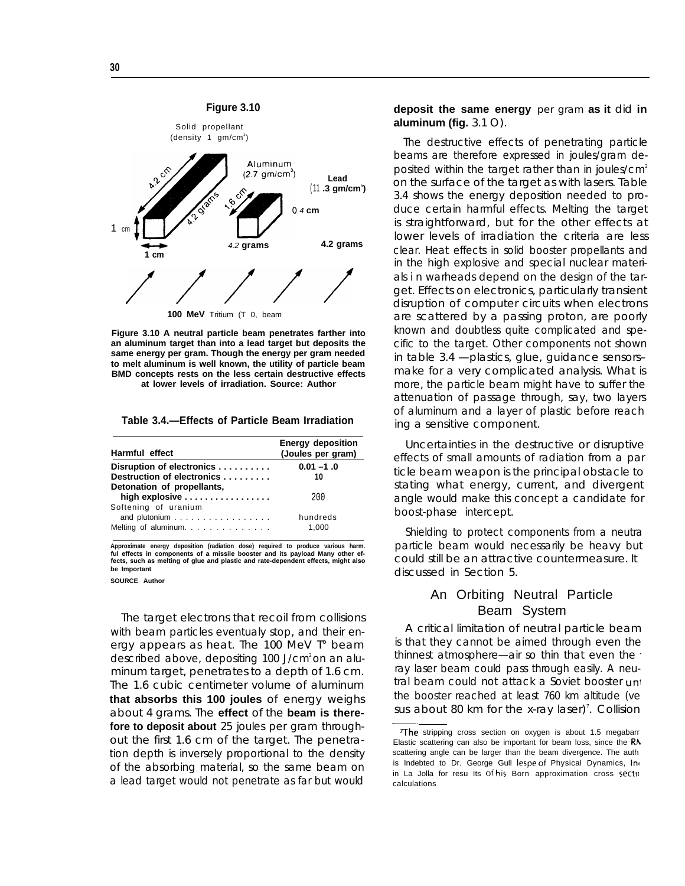**Figure 3.10**

Solid propellant (density 1 gm/cm³)

Aluminum (2.7 gm/cm³)

Lead (11.3 gm/cm³)

4.2 cm — 4.2 grams — 1 cm — 1 cm

1.6 cm — 4.2 grams

0.4 cm — 4.2 grams

100 MeV Tritium (T 0, beam

**Figure 3.10 A neutral particle beam penetrates farther into an aluminum target than into a lead target but deposits the same energy per gram. Though the energy per gram needed to melt aluminum is well known, the utility of particle beam BMD concepts rests on the less certain destructive effects at lower levels of irradiation. Source: Author**

**Table 3.4.—Effects of Particle Beam Irradiation**

| Harmful effect | Energy deposition (Joules per gram) |
|---|---|
| Disruption of electronics | 0.01 –1 .0 |
| Destruction of electronics | 10 |
| Detonation of propellants, high explosive | 200 |
| Softening of uranium and plutonium | hundreds |
| Melting of aluminum | 1,000 |

**Approximate energy deposition (radiation dose) required to produce various harmful effects in components of a missile booster and its payload Many other effects, such as melting of glue and plastic and rate-dependent effects, might also be Important**

**SOURCE Author**

The target electrons that recoil from collisions with beam particles eventualy stop, and their energy appears as heat. The 100 MeV T° beam described above, depositing 100 J/cm² on an aluminum target, penetrates to a depth of 1.6 cm. The 1.6 cubic centimeter volume of aluminum **that absorbs this 100 joules** of energy weighs about 4 grams. The **effect** of the **beam is therefore to deposit about** 25 joules per gram throughout the first 1.6 cm of the target. The penetration depth is inversely proportional to the density of the absorbing material, so the same beam on a lead target would not penetrate as far but would **deposit the same energy** per gram **as it** did **in aluminum (fig.** 3.1 O).

The destructive effects of penetrating particle beams are therefore expressed in joules/gram deposited within the target rather than in joules/cm² on the surface of the target as with lasers. Table 3.4 shows the energy deposition needed to produce certain harmful effects. Melting the target is straightforward, but for the other effects at lower levels of irradiation the criteria are less clear. Heat effects in solid booster propellants and in the high explosive and special nuclear materials i n warheads depend on the design of the target. Effects on electronics, particularly transient disruption of computer circuits when electrons are scattered by a passing proton, are poorly known and doubtless quite complicated and specific to the target. Other components not shown in table 3.4 —plastics, glue, guidance sensors– make for a very complicated analysis. What is more, the particle beam might have to suffer the attenuation of passage through, say, two layers of aluminum and a layer of plastic before reaching a sensitive component.

Uncertainties in the destructive or disruptive effects of small amounts of radiation from a particle beam weapon is the principal obstacle to stating what energy, current, and divergent angle would make this concept a candidate for boost-phase intercept.

Shielding to protect components from a neutral particle beam would necessarily be heavy but could still be an attractive countermeasure. It discussed in Section 5.

## An Orbiting Neutral Particle Beam System

A critical limitation of neutral particle beam is that they cannot be aimed through even the thinnest atmosphere—air so thin that even the x-ray laser beam could pass through easily. A neutral beam could not attack a Soviet booster until the booster reached at least 760 km altitude (versus about 80 km for the x-ray laser)[7]. Collision

---

[7]The stripping cross section on oxygen is about 1.5 megabarn. Elastic scattering can also be important for beam loss, since the RMS scattering angle can be larger than the beam divergence. The author is Indebted to Dr. George Gullespe of Physical Dynamics, Inc. in La Jolla for resu lts of his Born approximation cross section calculations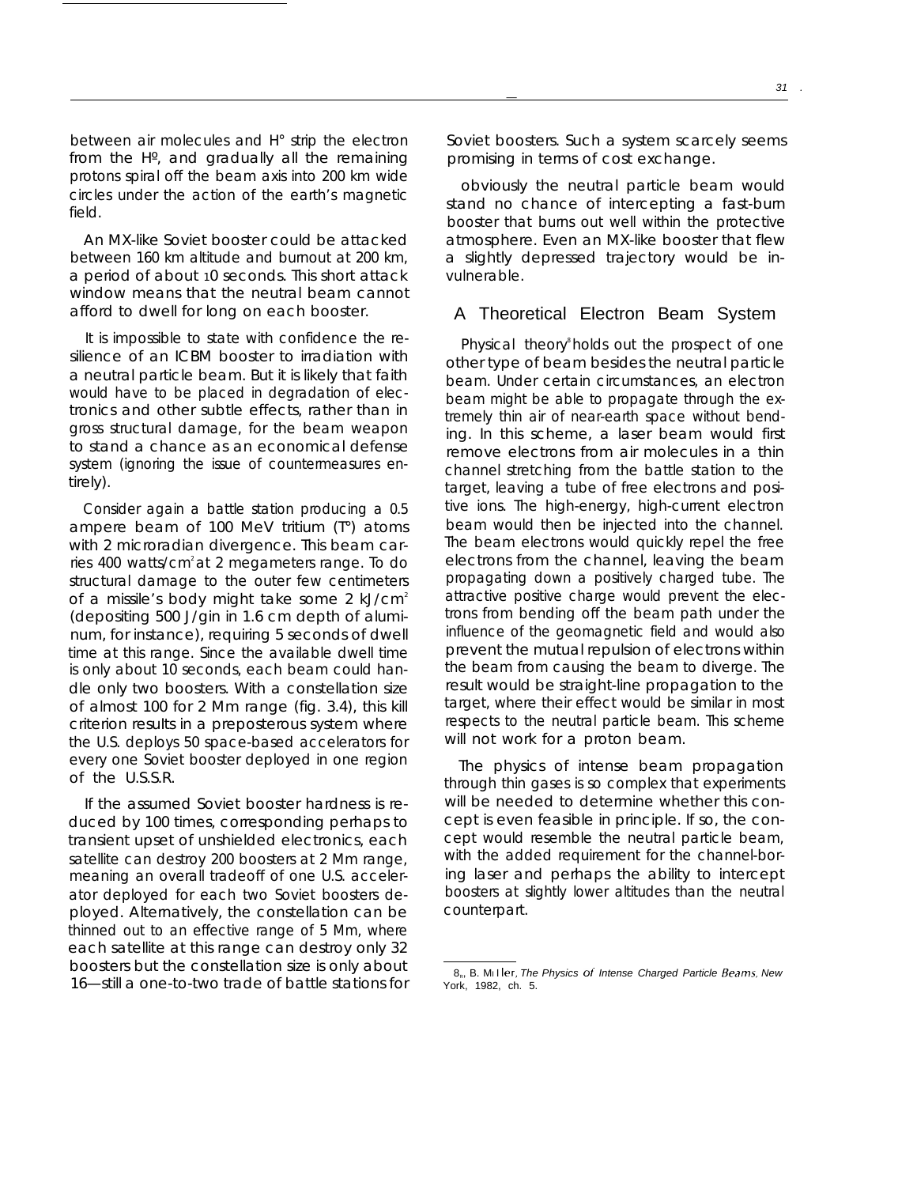between air molecules and H° strip the electron from the H°, and gradually all the remaining protons spiral off the beam axis into 200 km wide circles under the action of the earth's magnetic field.

An MX-like Soviet booster could be attacked between 160 km altitude and burnout at 200 km, a period of about 10 seconds. This short attack window means that the neutral beam cannot afford to dwell for long on each booster.

It is impossible to state with confidence the resilience of an ICBM booster to irradiation with a neutral particle beam. But it is likely that faith would have to be placed in degradation of electronics and other subtle effects, rather than in gross structural damage, for the beam weapon to stand a chance as an economical defense system (ignoring the issue of countermeasures entirely).

Consider again a battle station producing a 0.5 ampere beam of 100 MeV tritium (T°) atoms with 2 microradian divergence. This beam carries 400 watts/$cm^2$ at 2 megameters range. To do structural damage to the outer few centimeters of a missile's body might take some 2 kJ/$cm^2$ (depositing 500 J/gin in 1.6 cm depth of aluminum, for instance), requiring 5 seconds of dwell time at this range. Since the available dwell time is only about 10 seconds, each beam could handle only two boosters. With a constellation size of almost 100 for 2 Mm range (fig. 3.4), this kill criterion results in a preposterous system where the U.S. deploys 50 space-based accelerators for every one Soviet booster deployed in one region of the U.S.S.R.

If the assumed Soviet booster hardness is reduced by 100 times, corresponding perhaps to transient upset of unshielded electronics, each satellite can destroy 200 boosters at 2 Mm range, meaning an overall tradeoff of one U.S. accelerator deployed for each two Soviet boosters deployed. Alternatively, the constellation can be thinned out to an effective range of 5 Mm, where each satellite at this range can destroy only 32 boosters but the constellation size is only about 16—still a one-to-two trade of battle stations for Soviet boosters. Such a system scarcely seems promising in terms of cost exchange.

obviously the neutral particle beam would stand no chance of intercepting a fast-burn booster that burns out well within the protective atmosphere. Even an MX-like booster that flew a slightly depressed trajectory would be invulnerable.

## A Theoretical Electron Beam System

Physical theory[8] holds out the prospect of one other type of beam besides the neutral particle beam. Under certain circumstances, an electron beam might be able to propagate through the extremely thin air of near-earth space without bending. In this scheme, a laser beam would first remove electrons from air molecules in a thin channel stretching from the battle station to the target, leaving a tube of free electrons and positive ions. The high-energy, high-current electron beam would then be injected into the channel. The beam electrons would quickly repel the free electrons from the channel, leaving the beam propagating down a positively charged tube. The attractive positive charge would prevent the electrons from bending off the beam path under the influence of the geomagnetic field and would also prevent the mutual repulsion of electrons within the beam from causing the beam to diverge. The result would be straight-line propagation to the target, where their effect would be similar in most respects to the neutral particle beam. This scheme will not work for a proton beam.

The physics of intense beam propagation through thin gases is so complex that experiments will be needed to determine whether this concept is even feasible in principle. If so, the concept would resemble the neutral particle beam, with the added requirement for the channel-boring laser and perhaps the ability to intercept boosters at slightly lower altitudes than the neutral counterpart.

---

8. R. B. Miller, *The Physics of Intense Charged Particle Beams*, New York, 1982, ch. 5.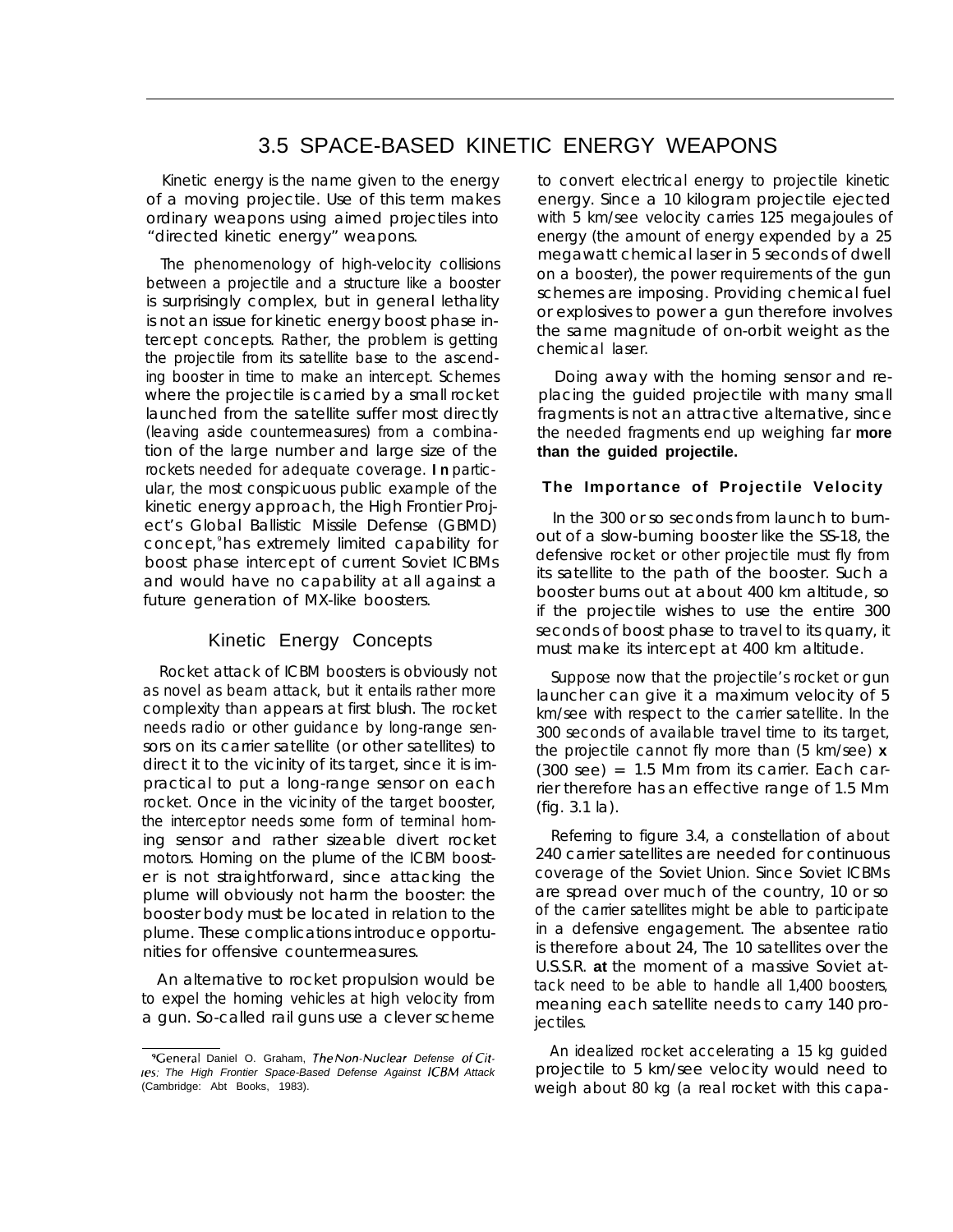## 3.5 SPACE-BASED KINETIC ENERGY WEAPONS

Kinetic energy is the name given to the energy of a moving projectile. Use of this term makes ordinary weapons using aimed projectiles into "directed kinetic energy" weapons.

The phenomenology of high-velocity collisions between a projectile and a structure like a booster is surprisingly complex, but in general lethality is not an issue for kinetic energy boost phase intercept concepts. Rather, the problem is getting the projectile from its satellite base to the ascending booster in time to make an intercept. Schemes where the projectile is carried by a small rocket launched from the satellite suffer most directly (leaving aside countermeasures) from a combination of the large number and large size of the rockets needed for adequate coverage. In particular, the most conspicuous public example of the kinetic energy approach, the High Frontier Project's Global Ballistic Missile Defense (GBMD) concept,[9] has extremely limited capability for boost phase intercept of current Soviet ICBMs and would have no capability at all against a future generation of MX-like boosters.

### Kinetic Energy Concepts

Rocket attack of ICBM boosters is obviously not as novel as beam attack, but it entails rather more complexity than appears at first blush. The rocket needs radio or other guidance by long-range sensors on its carrier satellite (or other satellites) to direct it to the vicinity of its target, since it is impractical to put a long-range sensor on each rocket. Once in the vicinity of the target booster, the interceptor needs some form of terminal homing sensor and rather sizeable divert rocket motors. Homing on the plume of the ICBM booster is not straightforward, since attacking the plume will obviously not harm the booster: the booster body must be located in relation to the plume. These complications introduce opportunities for offensive countermeasures.

An alternative to rocket propulsion would be to expel the homing vehicles at high velocity from a gun. So-called rail guns use a clever scheme to convert electrical energy to projectile kinetic energy. Since a 10 kilogram projectile ejected with 5 km/see velocity carries 125 megajoules of energy (the amount of energy expended by a 25 megawatt chemical laser in 5 seconds of dwell on a booster), the power requirements of the gun schemes are imposing. Providing chemical fuel or explosives to power a gun therefore involves the same magnitude of on-orbit weight as the chemical laser.

Doing away with the homing sensor and replacing the guided projectile with many small fragments is not an attractive alternative, since the needed fragments end up weighing far **more than the guided projectile.**

### The Importance of Projectile Velocity

In the 300 or so seconds from launch to burnout of a slow-burning booster like the SS-18, the defensive rocket or other projectile must fly from its satellite to the path of the booster. Such a booster burns out at about 400 km altitude, so if the projectile wishes to use the entire 300 seconds of boost phase to travel to its quarry, it must make its intercept at 400 km altitude.

Suppose now that the projectile's rocket or gun launcher can give it a maximum velocity of 5 km/see with respect to the carrier satellite. In the 300 seconds of available travel time to its target, the projectile cannot fly more than (5 km/see) **x** (300 see) = 1.5 Mm from its carrier. Each carrier therefore has an effective range of 1.5 Mm (fig. 3.1 la).

Referring to figure 3.4, a constellation of about 240 carrier satellites are needed for continuous coverage of the Soviet Union. Since Soviet ICBMs are spread over much of the country, 10 or so of the carrier satellites might be able to participate in a defensive engagement. The absentee ratio is therefore about 24, The 10 satellites over the U.S.S.R. **at** the moment of a massive Soviet attack need to be able to handle all 1,400 boosters, meaning each satellite needs to carry 140 projectiles.

An idealized rocket accelerating a 15 kg guided projectile to 5 km/see velocity would need to weigh about 80 kg (a real rocket with this capa-

---

[9] General Daniel O. Graham, *The Non-Nuclear Defense of Cities: The High Frontier Space-Based Defense Against ICBM Attack* (Cambridge: Abt Books, 1983).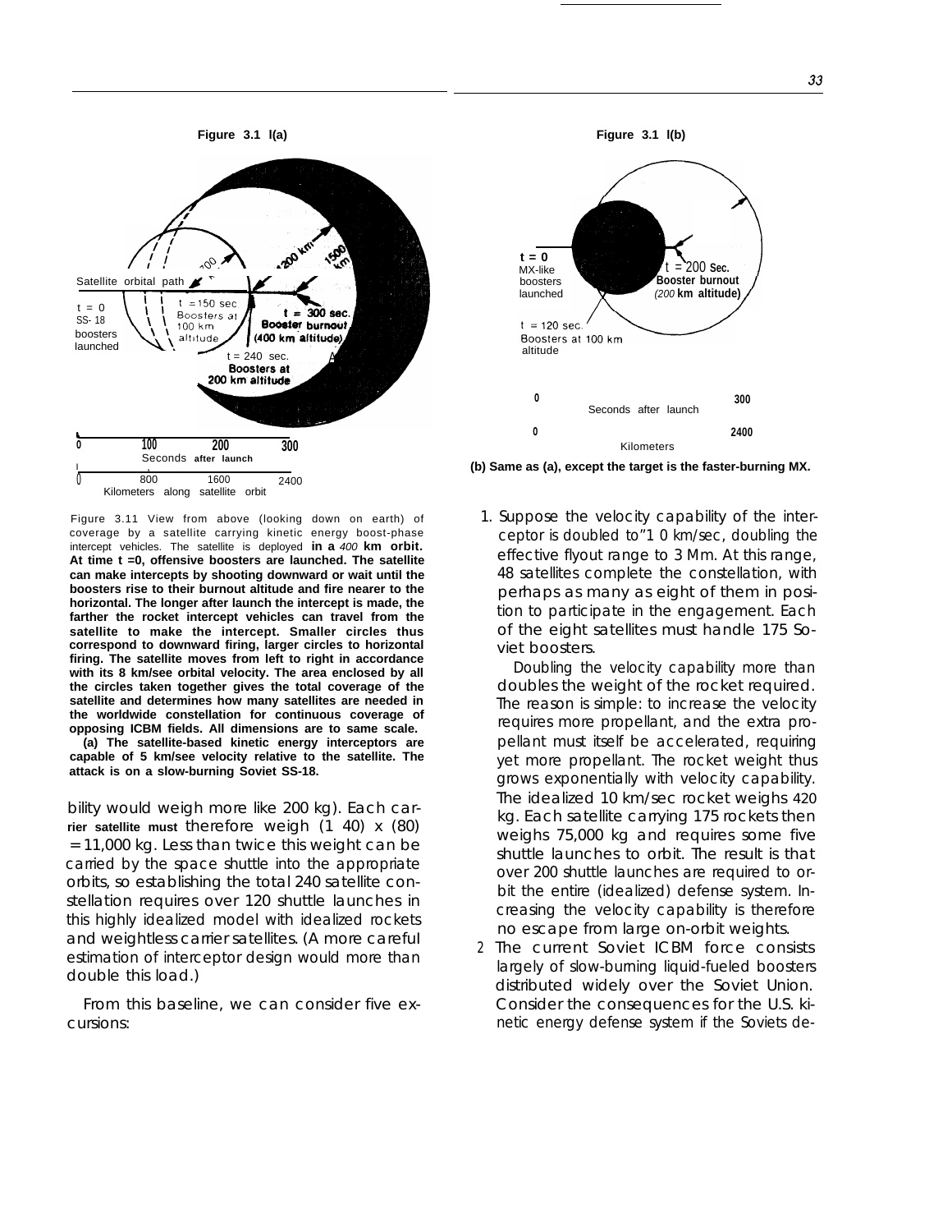**Figure 3.1 l(a)**

**Figure 3.1 l(b)**

(b) Same as (a), except the target is the faster-burning MX.

Figure 3.11 View from above (looking down on earth) of coverage by a satellite carrying kinetic energy boost-phase intercept vehicles. The satellite is deployed **in a** *400* **km orbit. At time t =0, offensive boosters are launched. The satellite can make intercepts by shooting downward or wait until the boosters rise to their burnout altitude and fire nearer to the horizontal. The longer after launch the intercept is made, the farther the rocket intercept vehicles can travel from the satellite to make the intercept. Smaller circles thus correspond to downward firing, larger circles to horizontal firing. The satellite moves from left to right in accordance with its 8 km/see orbital velocity. The area enclosed by all the circles taken together gives the total coverage of the satellite and determines how many satellites are needed in the worldwide constellation for continuous coverage of opposing ICBM fields. All dimensions are to same scale.**

**(a) The satellite-based kinetic energy interceptors are capable of 5 km/see velocity relative to the satellite. The attack is on a slow-burning Soviet SS-18.**

bility would weigh more like 200 kg). Each carrier satellite must therefore weigh (1 40) x (80) = 11,000 kg. Less than twice this weight can be carried by the space shuttle into the appropriate orbits, so establishing the total 240 satellite constellation requires over 120 shuttle launches in this highly idealized model with idealized rockets and weightless carrier satellites. (A more careful estimation of interceptor design would more than double this load.)

From this baseline, we can consider five excursions:

1. Suppose the velocity capability of the interceptor is doubled to"1 0 km/sec, doubling the effective flyout range to 3 Mm. At this range, 48 satellites complete the constellation, with perhaps as many as eight of them in position to participate in the engagement. Each of the eight satellites must handle 175 Soviet boosters.

   Doubling the velocity capability more than doubles the weight of the rocket required. The reason is simple: to increase the velocity requires more propellant, and the extra propellant must itself be accelerated, requiring yet more propellant. The rocket weight thus grows exponentially with velocity capability. The idealized 10 km/sec rocket weighs 420 kg. Each satellite carrying 175 rockets then weighs 75,000 kg and requires some five shuttle launches to orbit. The result is that over 200 shuttle launches are required to orbit the entire (idealized) defense system. Increasing the velocity capability is therefore no escape from large on-orbit weights.

2. The current Soviet ICBM force consists largely of slow-burning liquid-fueled boosters distributed widely over the Soviet Union. Consider the consequences for the U.S. kinetic energy defense system if the Soviets de-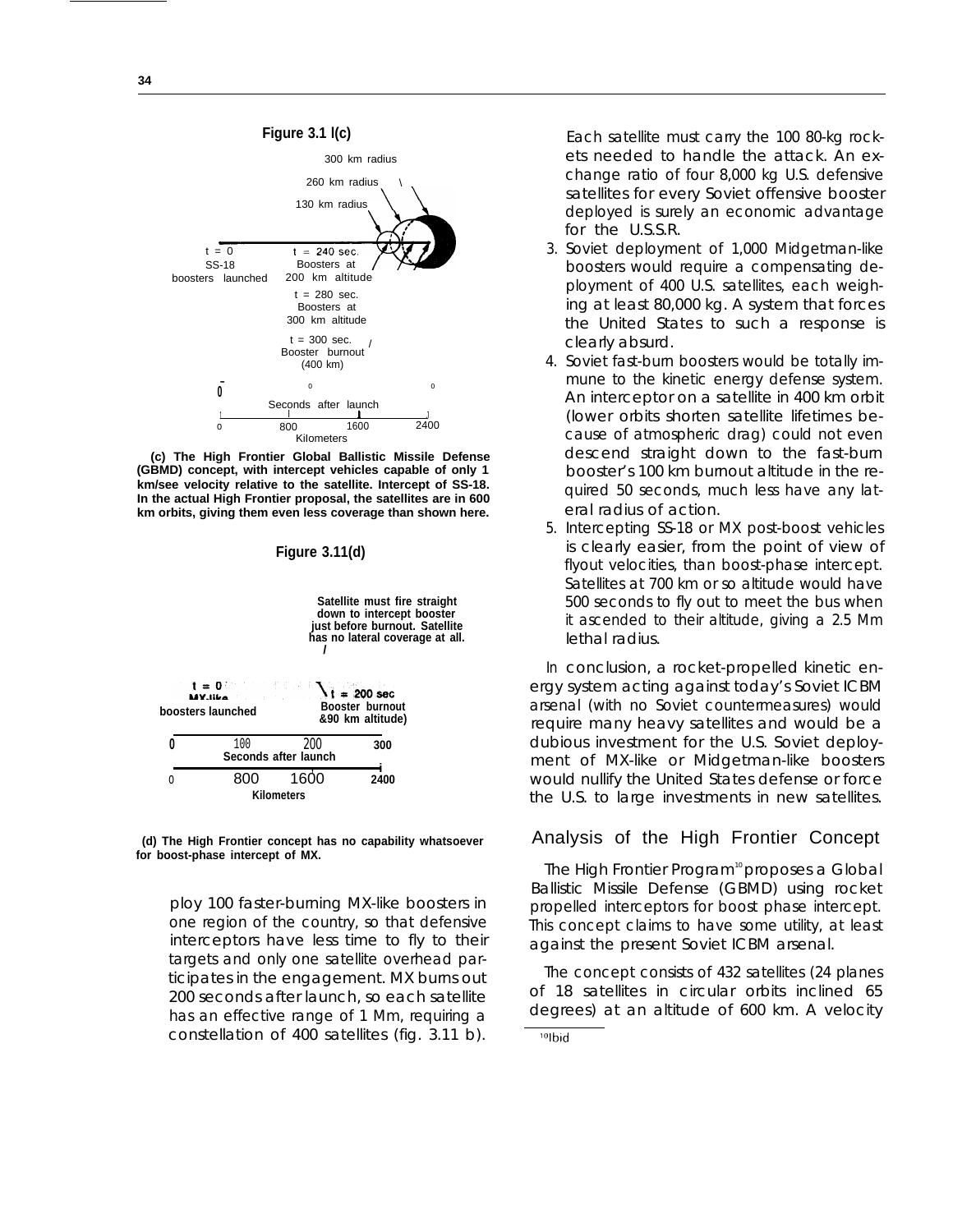**Figure 3.1 l(c)**

300 km radius

260 km radius

130 km radius

t = 0
SS-18
boosters launched

t = 240 sec.
Boosters at
200 km altitude

t = 280 sec.
Boosters at
300 km altitude

t = 300 sec.
Booster burnout
(400 km)

Seconds after launch

0 800 1600 2400
Kilometers

**(c) The High Frontier Global Ballistic Missile Defense (GBMD) concept, with intercept vehicles capable of only 1 km/see velocity relative to the satellite. Intercept of SS-18. In the actual High Frontier proposal, the satellites are in 600 km orbits, giving them even less coverage than shown here.**

**Figure 3.11(d)**

**Satellite must fire straight down to intercept booster just before burnout. Satellite has no lateral coverage at all.**

**t = 0**
**MX-like**
**boosters launched**

**t = 200 sec**
**Booster burnout**
**&90 km altitude)**

0 100 200 300
**Seconds after launch**

0 800 1600 2400
**Kilometers**

**(d) The High Frontier concept has no capability whatsoever for boost-phase intercept of MX.**

ploy 100 faster-burning MX-like boosters in one region of the country, so that defensive interceptors have less time to fly to their targets and only one satellite overhead participates in the engagement. MX burns out 200 seconds after launch, so each satellite has an effective range of 1 Mm, requiring a constellation of 400 satellites (fig. 3.11 b). Each satellite must carry the 100 80-kg rockets needed to handle the attack. An exchange ratio of four 8,000 kg U.S. defensive satellites for every Soviet offensive booster deployed is surely an economic advantage for the U.S.S.R.

3. Soviet deployment of 1,000 Midgetman-like boosters would require a compensating deployment of 400 U.S. satellites, each weighing at least 80,000 kg. A system that forces the United States to such a response is clearly absurd.
4. Soviet fast-burn boosters would be totally immune to the kinetic energy defense system. An interceptor on a satellite in 400 km orbit (lower orbits shorten satellite lifetimes because of atmospheric drag) could not even descend straight down to the fast-burn booster's 100 km burnout altitude in the required 50 seconds, much less have any lateral radius of action.
5. Intercepting SS-18 or MX post-boost vehicles is clearly easier, from the point of view of flyout velocities, than boost-phase intercept. Satellites at 700 km or so altitude would have 500 seconds to fly out to meet the bus when it ascended to their altitude, giving a 2.5 Mm lethal radius.

In conclusion, a rocket-propelled kinetic energy system acting against today's Soviet ICBM arsenal (with no Soviet countermeasures) would require many heavy satellites and would be a dubious investment for the U.S. Soviet deployment of MX-like or Midgetman-like boosters would nullify the United States defense or force the U.S. to large investments in new satellites.

## Analysis of the High Frontier Concept

The High Frontier Program[10] proposes a Global Ballistic Missile Defense (GBMD) using rocket propelled interceptors for boost phase intercept. This concept claims to have some utility, at least against the present Soviet ICBM arsenal.

The concept consists of 432 satellites (24 planes of 18 satellites in circular orbits inclined 65 degrees) at an altitude of 600 km. A velocity

[10] Ibid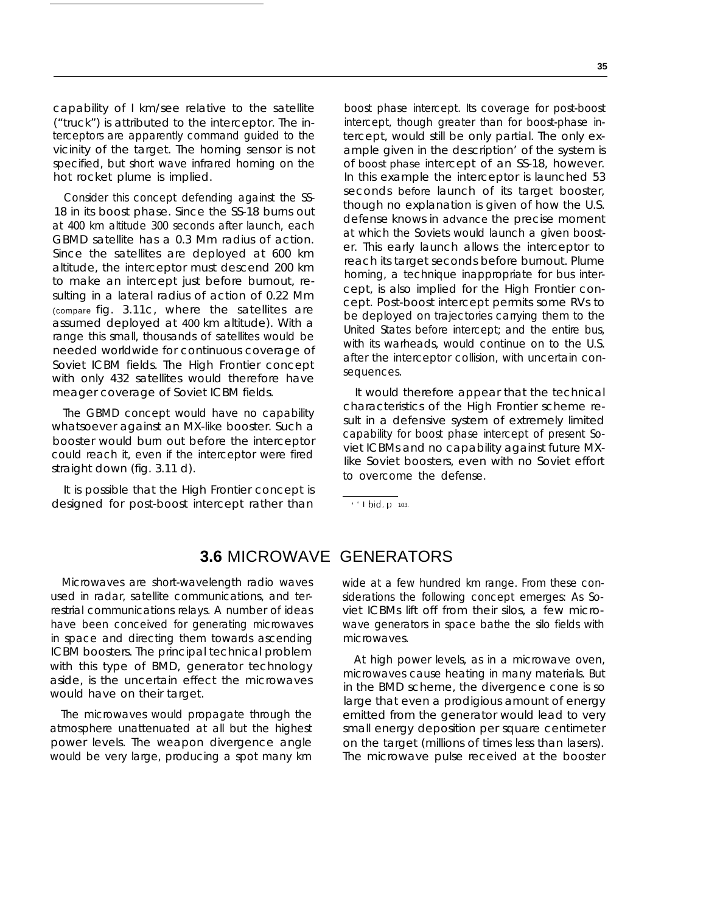capability of I km/see relative to the satellite ("truck") is attributed to the interceptor. The interceptors are apparently command guided to the vicinity of the target. The homing sensor is not specified, but short wave infrared homing on the hot rocket plume is implied.

Consider this concept defending against the SS-18 in its boost phase. Since the SS-18 burns out at 400 km altitude 300 seconds after launch, each GBMD satellite has a 0.3 Mm radius of action. Since the satellites are deployed at 600 km altitude, the interceptor must descend 200 km to make an intercept just before burnout, resulting in a lateral radius of action of 0.22 Mm (compare fig. 3.11c, where the satellites are assumed deployed at 400 km altitude). With a range this small, thousands of satellites would be needed worldwide for continuous coverage of Soviet ICBM fields. The High Frontier concept with only 432 satellites would therefore have meager coverage of Soviet ICBM fields.

The GBMD concept would have no capability whatsoever against an MX-like booster. Such a booster would burn out before the interceptor could reach it, even if the interceptor were fired straight down (fig. 3.11 d).

It is possible that the High Frontier concept is designed for post-boost intercept rather than boost phase intercept. Its coverage for post-boost intercept, though greater than for boost-phase intercept, would still be only partial. The only example given in the description' of the system is of boost phase intercept of an SS-18, however. In this example the interceptor is launched 53 seconds before launch of its target booster, though no explanation is given of how the U.S. defense knows in advance the precise moment at which the Soviets would launch a given booster. This early launch allows the interceptor to reach its target seconds before burnout. Plume homing, a technique inappropriate for bus intercept, is also implied for the High Frontier concept. Post-boost intercept permits some RVs to be deployed on trajectories carrying them to the United States before intercept; and the entire bus, with its warheads, would continue on to the U.S. after the interceptor collision, with uncertain consequences.

It would therefore appear that the technical characteristics of the High Frontier scheme result in a defensive system of extremely limited capability for boost phase intercept of present Soviet ICBMs and no capability against future MX-like Soviet boosters, even with no Soviet effort to overcome the defense.

' ' Ibid. p 103.

## 3.6 MICROWAVE GENERATORS

Microwaves are short-wavelength radio waves used in radar, satellite communications, and terrestrial communications relays. A number of ideas have been conceived for generating microwaves in space and directing them towards ascending ICBM boosters. The principal technical problem with this type of BMD, generator technology aside, is the uncertain effect the microwaves would have on their target.

The microwaves would propagate through the atmosphere unattenuated at all but the highest power levels. The weapon divergence angle would be very large, producing a spot many km wide at a few hundred km range. From these considerations the following concept emerges: As Soviet ICBMs lift off from their silos, a few microwave generators in space bathe the silo fields with microwaves.

At high power levels, as in a microwave oven, microwaves cause heating in many materials. But in the BMD scheme, the divergence cone is so large that even a prodigious amount of energy emitted from the generator would lead to very small energy deposition per square centimeter on the target (millions of times less than lasers). The microwave pulse received at the booster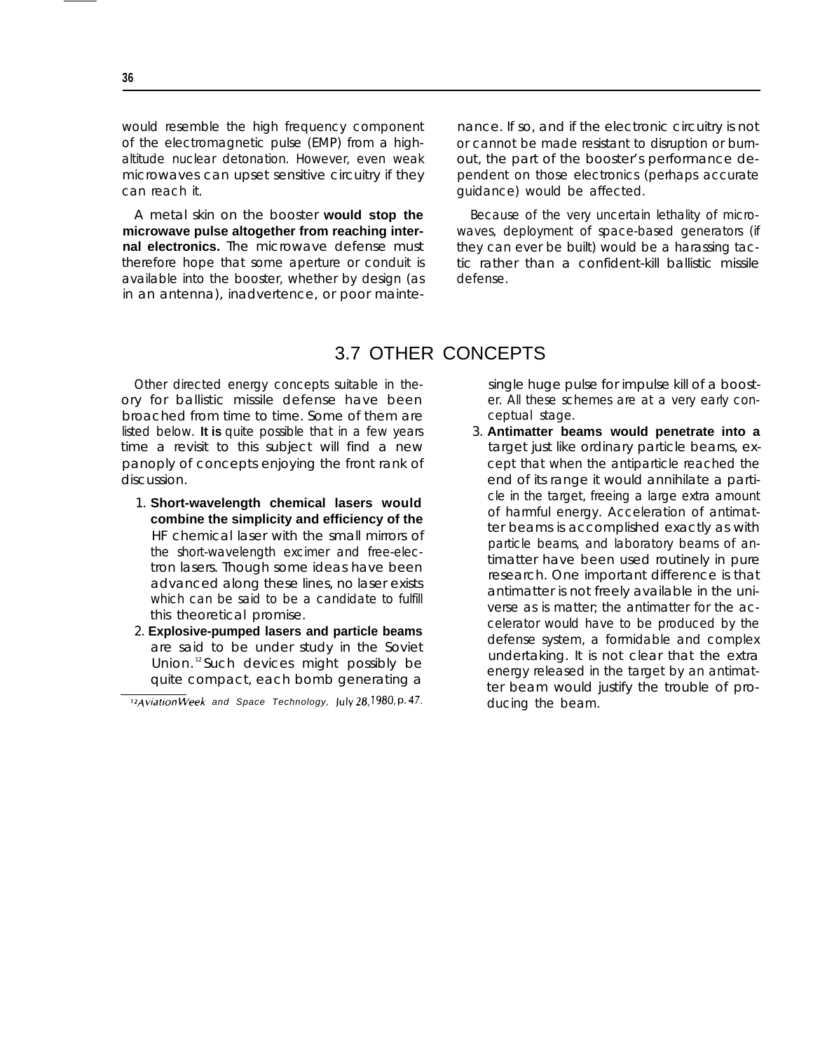would resemble the high frequency component of the electromagnetic pulse (EMP) from a high-altitude nuclear detonation. However, even weak microwaves can upset sensitive circuitry if they can reach it.

A metal skin on the booster **would stop the microwave pulse altogether from reaching internal electronics.** The microwave defense must therefore hope that some aperture or conduit is available into the booster, whether by design (as in an antenna), inadvertence, or poor maintenance. If so, and if the electronic circuitry is not or cannot be made resistant to disruption or burnout, the part of the booster's performance dependent on those electronics (perhaps accurate guidance) would be affected.

Because of the very uncertain lethality of microwaves, deployment of space-based generators (if they can ever be built) would be a harassing tactic rather than a confident-kill ballistic missile defense.

## 3.7 OTHER CONCEPTS

Other directed energy concepts suitable in theory for ballistic missile defense have been broached from time to time. Some of them are listed below. **It is** quite possible that in a few years time a revisit to this subject will find a new panoply of concepts enjoying the front rank of discussion.

1. **Short-wavelength chemical lasers would combine the simplicity and efficiency of the** HF chemical laser with the small mirrors of the short-wavelength excimer and free-electron lasers. Though some ideas have been advanced along these lines, no laser exists which can be said to be a candidate to fulfill this theoretical promise.
2. **Explosive-pumped lasers and particle beams** are said to be under study in the Soviet Union.[12] Such devices might possibly be quite compact, each bomb generating a single huge pulse for impulse kill of a booster. All these schemes are at a very early conceptual stage.
3. **Antimatter beams would penetrate into a** target just like ordinary particle beams, except that when the antiparticle reached the end of its range it would annihilate a particle in the target, freeing a large extra amount of harmful energy. Acceleration of antimatter beams is accomplished exactly as with particle beams, and laboratory beams of antimatter have been used routinely in pure research. One important difference is that antimatter is not freely available in the universe as is matter; the antimatter for the accelerator would have to be produced by the defense system, a formidable and complex undertaking. It is not clear that the extra energy released in the target by an antimatter beam would justify the trouble of producing the beam.

[12] *Aviation Week and Space Technology*, July 28, 1980, p. 47.